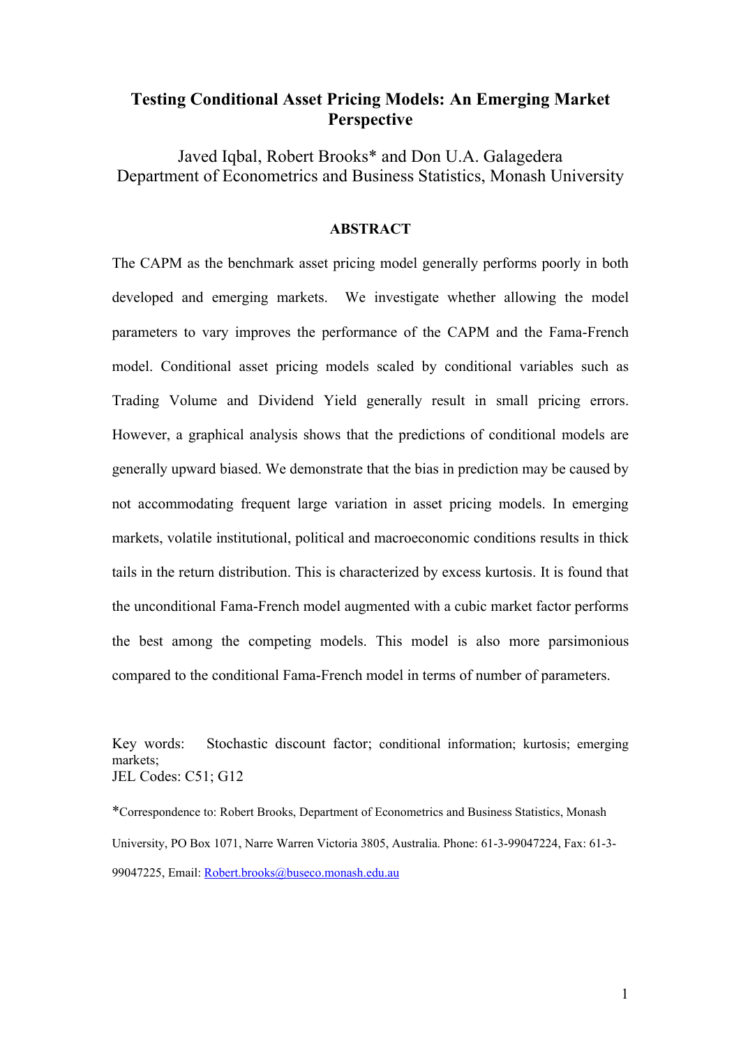# Testing Conditional Asset Pricing Models: An Emerging Market Perspective

Javed Iqbal, Robert Brooks* and Don U.A. Galagedera
Department of Econometrics and Business Statistics, Monash University

## ABSTRACT

The CAPM as the benchmark asset pricing model generally performs poorly in both developed and emerging markets. We investigate whether allowing the model parameters to vary improves the performance of the CAPM and the Fama-French model. Conditional asset pricing models scaled by conditional variables such as Trading Volume and Dividend Yield generally result in small pricing errors. However, a graphical analysis shows that the predictions of conditional models are generally upward biased. We demonstrate that the bias in prediction may be caused by not accommodating frequent large variation in asset pricing models. In emerging markets, volatile institutional, political and macroeconomic conditions results in thick tails in the return distribution. This is characterized by excess kurtosis. It is found that the unconditional Fama-French model augmented with a cubic market factor performs the best among the competing models. This model is also more parsimonious compared to the conditional Fama-French model in terms of number of parameters.

Key words: Stochastic discount factor; conditional information; kurtosis; emerging markets;
JEL Codes: C51; G12

*Correspondence to: Robert Brooks, Department of Econometrics and Business Statistics, Monash University, PO Box 1071, Narre Warren Victoria 3805, Australia. Phone: 61-3-99047224, Fax: 61-3-99047225, Email: Robert.brooks@buseco.monash.edu.au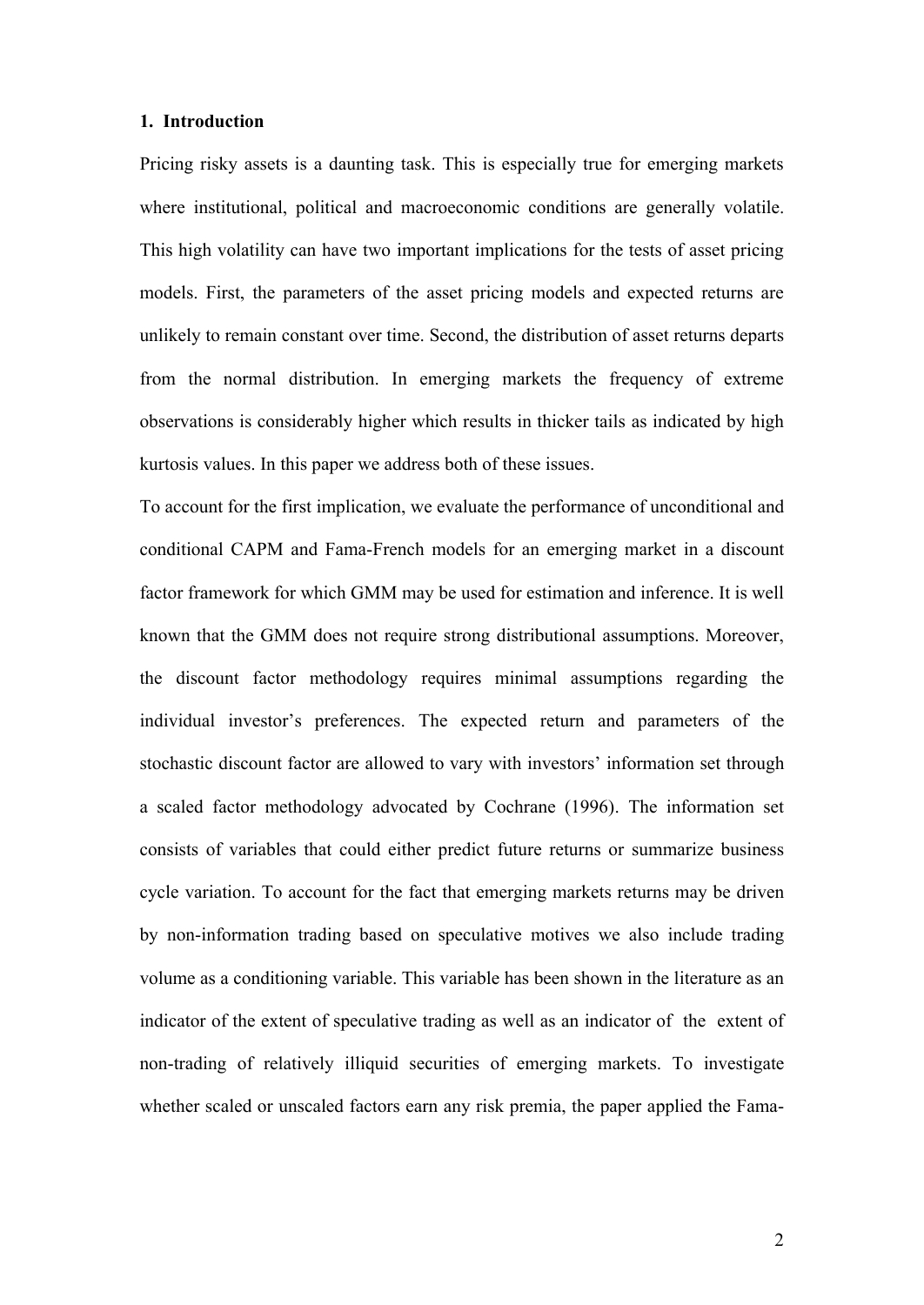## 1. Introduction

Pricing risky assets is a daunting task. This is especially true for emerging markets where institutional, political and macroeconomic conditions are generally volatile. This high volatility can have two important implications for the tests of asset pricing models. First, the parameters of the asset pricing models and expected returns are unlikely to remain constant over time. Second, the distribution of asset returns departs from the normal distribution. In emerging markets the frequency of extreme observations is considerably higher which results in thicker tails as indicated by high kurtosis values. In this paper we address both of these issues.

To account for the first implication, we evaluate the performance of unconditional and conditional CAPM and Fama-French models for an emerging market in a discount factor framework for which GMM may be used for estimation and inference. It is well known that the GMM does not require strong distributional assumptions. Moreover, the discount factor methodology requires minimal assumptions regarding the individual investor's preferences. The expected return and parameters of the stochastic discount factor are allowed to vary with investors' information set through a scaled factor methodology advocated by Cochrane (1996). The information set consists of variables that could either predict future returns or summarize business cycle variation. To account for the fact that emerging markets returns may be driven by non-information trading based on speculative motives we also include trading volume as a conditioning variable. This variable has been shown in the literature as an indicator of the extent of speculative trading as well as an indicator of the extent of non-trading of relatively illiquid securities of emerging markets. To investigate whether scaled or unscaled factors earn any risk premia, the paper applied the Fama-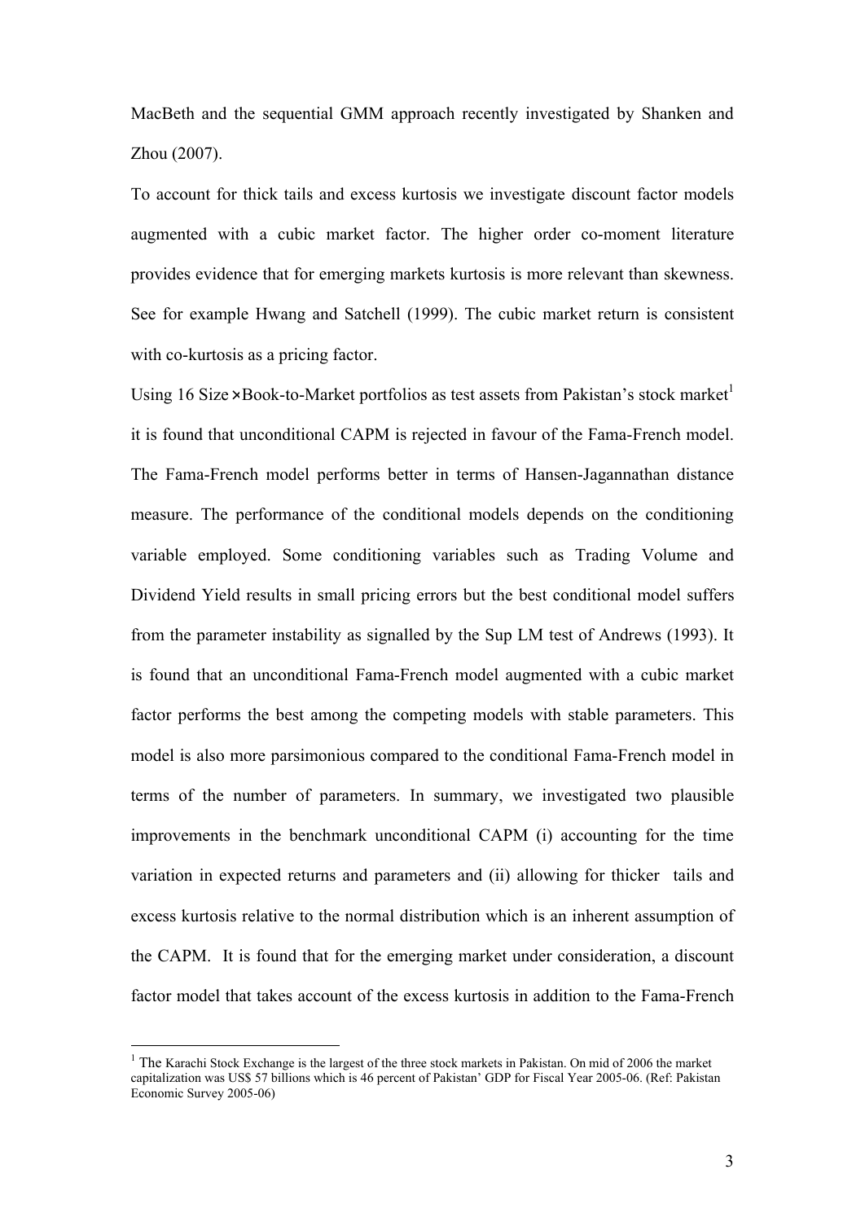MacBeth and the sequential GMM approach recently investigated by Shanken and Zhou (2007).

To account for thick tails and excess kurtosis we investigate discount factor models augmented with a cubic market factor. The higher order co-moment literature provides evidence that for emerging markets kurtosis is more relevant than skewness. See for example Hwang and Satchell (1999). The cubic market return is consistent with co-kurtosis as a pricing factor.

Using 16 Size×Book-to-Market portfolios as test assets from Pakistan's stock market[1] it is found that unconditional CAPM is rejected in favour of the Fama-French model. The Fama-French model performs better in terms of Hansen-Jagannathan distance measure. The performance of the conditional models depends on the conditioning variable employed. Some conditioning variables such as Trading Volume and Dividend Yield results in small pricing errors but the best conditional model suffers from the parameter instability as signalled by the Sup LM test of Andrews (1993). It is found that an unconditional Fama-French model augmented with a cubic market factor performs the best among the competing models with stable parameters. This model is also more parsimonious compared to the conditional Fama-French model in terms of the number of parameters. In summary, we investigated two plausible improvements in the benchmark unconditional CAPM (i) accounting for the time variation in expected returns and parameters and (ii) allowing for thicker tails and excess kurtosis relative to the normal distribution which is an inherent assumption of the CAPM. It is found that for the emerging market under consideration, a discount factor model that takes account of the excess kurtosis in addition to the Fama-French

[1] The Karachi Stock Exchange is the largest of the three stock markets in Pakistan. On mid of 2006 the market capitalization was US$ 57 billions which is 46 percent of Pakistan' GDP for Fiscal Year 2005-06. (Ref: Pakistan Economic Survey 2005-06)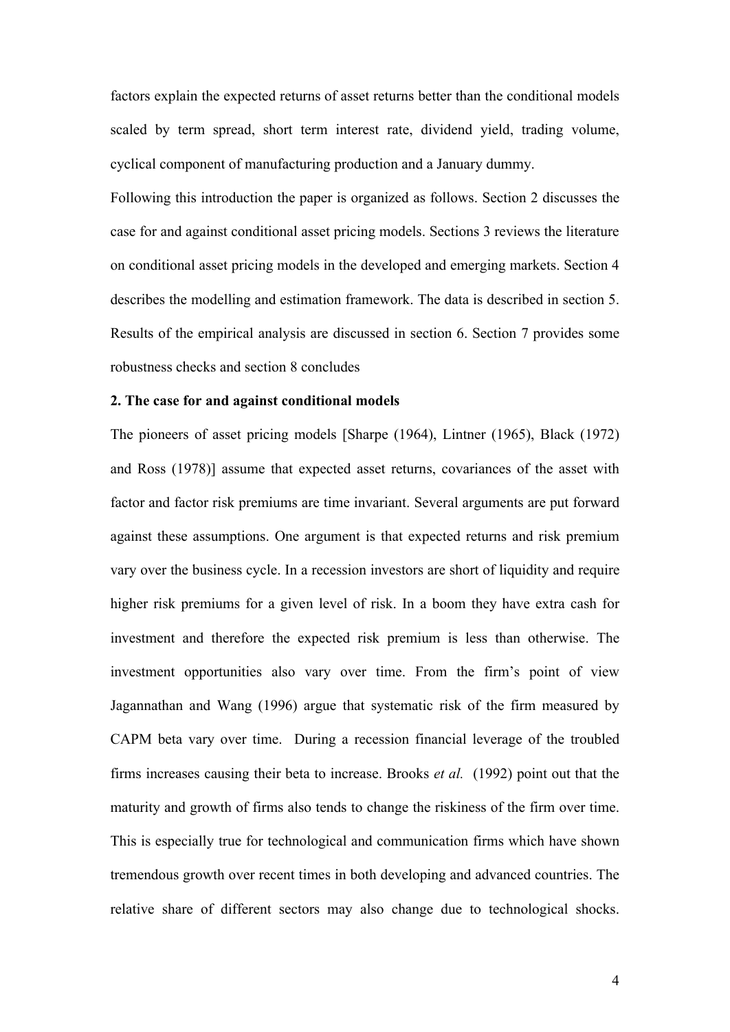factors explain the expected returns of asset returns better than the conditional models scaled by term spread, short term interest rate, dividend yield, trading volume, cyclical component of manufacturing production and a January dummy.

Following this introduction the paper is organized as follows. Section 2 discusses the case for and against conditional asset pricing models. Sections 3 reviews the literature on conditional asset pricing models in the developed and emerging markets. Section 4 describes the modelling and estimation framework. The data is described in section 5. Results of the empirical analysis are discussed in section 6. Section 7 provides some robustness checks and section 8 concludes

## 2. The case for and against conditional models

The pioneers of asset pricing models [Sharpe (1964), Lintner (1965), Black (1972) and Ross (1978)] assume that expected asset returns, covariances of the asset with factor and factor risk premiums are time invariant. Several arguments are put forward against these assumptions. One argument is that expected returns and risk premium vary over the business cycle. In a recession investors are short of liquidity and require higher risk premiums for a given level of risk. In a boom they have extra cash for investment and therefore the expected risk premium is less than otherwise. The investment opportunities also vary over time. From the firm's point of view Jagannathan and Wang (1996) argue that systematic risk of the firm measured by CAPM beta vary over time. During a recession financial leverage of the troubled firms increases causing their beta to increase. Brooks *et al.* (1992) point out that the maturity and growth of firms also tends to change the riskiness of the firm over time. This is especially true for technological and communication firms which have shown tremendous growth over recent times in both developing and advanced countries. The relative share of different sectors may also change due to technological shocks.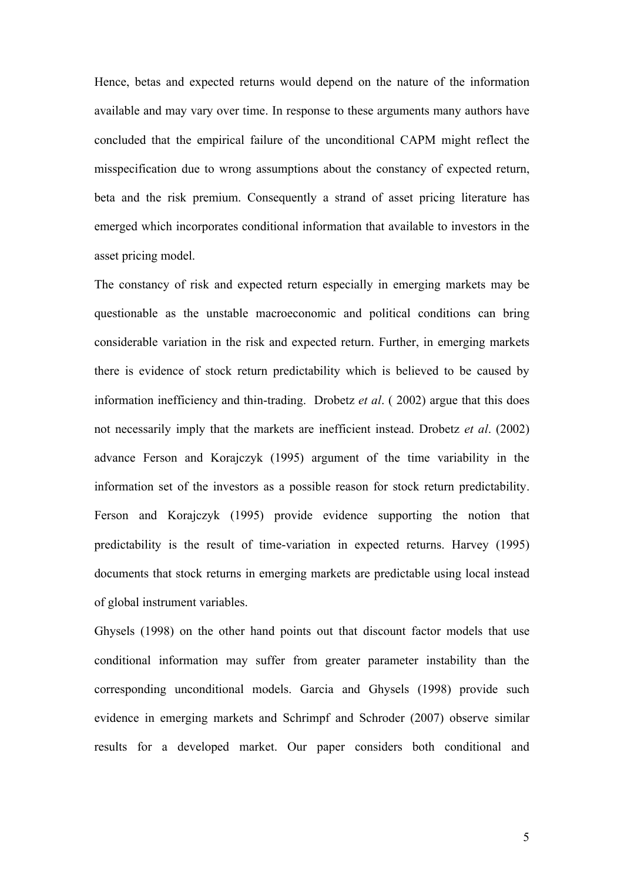Hence, betas and expected returns would depend on the nature of the information available and may vary over time. In response to these arguments many authors have concluded that the empirical failure of the unconditional CAPM might reflect the misspecification due to wrong assumptions about the constancy of expected return, beta and the risk premium. Consequently a strand of asset pricing literature has emerged which incorporates conditional information that available to investors in the asset pricing model.

The constancy of risk and expected return especially in emerging markets may be questionable as the unstable macroeconomic and political conditions can bring considerable variation in the risk and expected return. Further, in emerging markets there is evidence of stock return predictability which is believed to be caused by information inefficiency and thin-trading. Drobetz *et al*. ( 2002) argue that this does not necessarily imply that the markets are inefficient instead. Drobetz *et al*. (2002) advance Ferson and Korajczyk (1995) argument of the time variability in the information set of the investors as a possible reason for stock return predictability. Ferson and Korajczyk (1995) provide evidence supporting the notion that predictability is the result of time-variation in expected returns. Harvey (1995) documents that stock returns in emerging markets are predictable using local instead of global instrument variables.

Ghysels (1998) on the other hand points out that discount factor models that use conditional information may suffer from greater parameter instability than the corresponding unconditional models. Garcia and Ghysels (1998) provide such evidence in emerging markets and Schrimpf and Schroder (2007) observe similar results for a developed market. Our paper considers both conditional and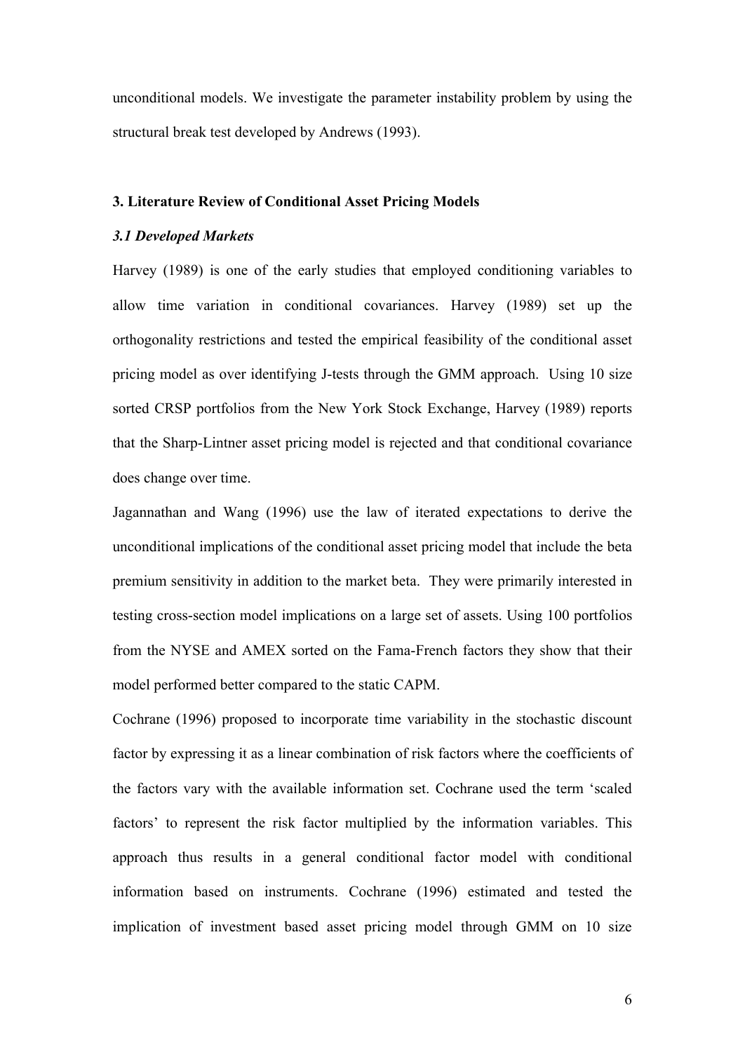unconditional models. We investigate the parameter instability problem by using the structural break test developed by Andrews (1993).

## 3. Literature Review of Conditional Asset Pricing Models

### *3.1 Developed Markets*

Harvey (1989) is one of the early studies that employed conditioning variables to allow time variation in conditional covariances. Harvey (1989) set up the orthogonality restrictions and tested the empirical feasibility of the conditional asset pricing model as over identifying J-tests through the GMM approach. Using 10 size sorted CRSP portfolios from the New York Stock Exchange, Harvey (1989) reports that the Sharp-Lintner asset pricing model is rejected and that conditional covariance does change over time.

Jagannathan and Wang (1996) use the law of iterated expectations to derive the unconditional implications of the conditional asset pricing model that include the beta premium sensitivity in addition to the market beta. They were primarily interested in testing cross-section model implications on a large set of assets. Using 100 portfolios from the NYSE and AMEX sorted on the Fama-French factors they show that their model performed better compared to the static CAPM.

Cochrane (1996) proposed to incorporate time variability in the stochastic discount factor by expressing it as a linear combination of risk factors where the coefficients of the factors vary with the available information set. Cochrane used the term 'scaled factors' to represent the risk factor multiplied by the information variables. This approach thus results in a general conditional factor model with conditional information based on instruments. Cochrane (1996) estimated and tested the implication of investment based asset pricing model through GMM on 10 size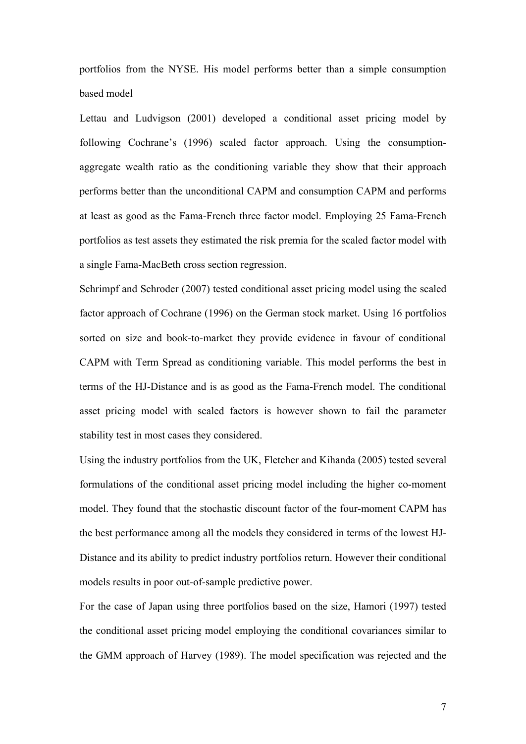portfolios from the NYSE. His model performs better than a simple consumption based model

Lettau and Ludvigson (2001) developed a conditional asset pricing model by following Cochrane's (1996) scaled factor approach. Using the consumption-aggregate wealth ratio as the conditioning variable they show that their approach performs better than the unconditional CAPM and consumption CAPM and performs at least as good as the Fama-French three factor model. Employing 25 Fama-French portfolios as test assets they estimated the risk premia for the scaled factor model with a single Fama-MacBeth cross section regression.

Schrimpf and Schroder (2007) tested conditional asset pricing model using the scaled factor approach of Cochrane (1996) on the German stock market. Using 16 portfolios sorted on size and book-to-market they provide evidence in favour of conditional CAPM with Term Spread as conditioning variable. This model performs the best in terms of the HJ-Distance and is as good as the Fama-French model. The conditional asset pricing model with scaled factors is however shown to fail the parameter stability test in most cases they considered.

Using the industry portfolios from the UK, Fletcher and Kihanda (2005) tested several formulations of the conditional asset pricing model including the higher co-moment model. They found that the stochastic discount factor of the four-moment CAPM has the best performance among all the models they considered in terms of the lowest HJ-Distance and its ability to predict industry portfolios return. However their conditional models results in poor out-of-sample predictive power.

For the case of Japan using three portfolios based on the size, Hamori (1997) tested the conditional asset pricing model employing the conditional covariances similar to the GMM approach of Harvey (1989). The model specification was rejected and the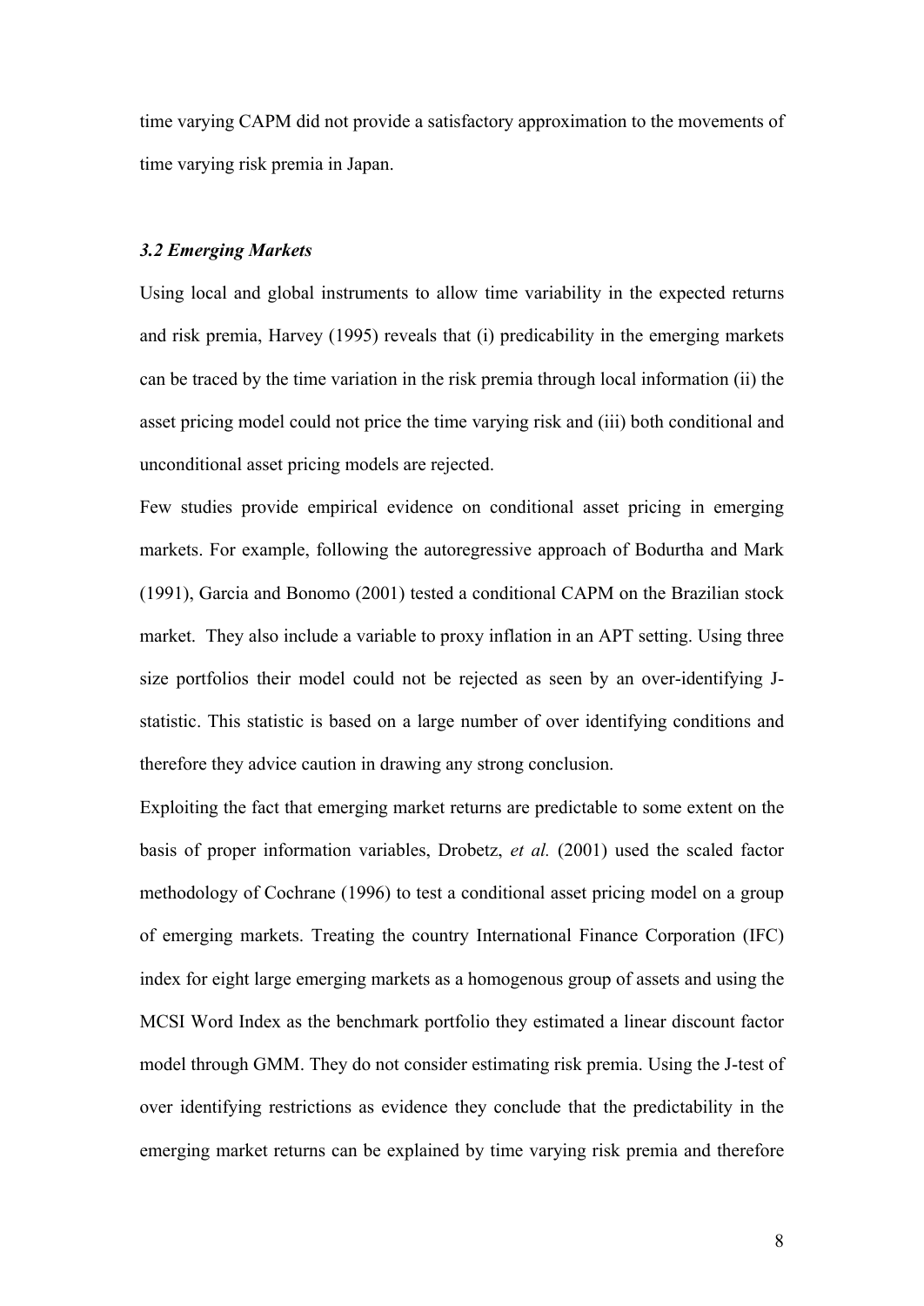time varying CAPM did not provide a satisfactory approximation to the movements of time varying risk premia in Japan.

### *3.2 Emerging Markets*

Using local and global instruments to allow time variability in the expected returns and risk premia, Harvey (1995) reveals that (i) predicability in the emerging markets can be traced by the time variation in the risk premia through local information (ii) the asset pricing model could not price the time varying risk and (iii) both conditional and unconditional asset pricing models are rejected.

Few studies provide empirical evidence on conditional asset pricing in emerging markets. For example, following the autoregressive approach of Bodurtha and Mark (1991), Garcia and Bonomo (2001) tested a conditional CAPM on the Brazilian stock market. They also include a variable to proxy inflation in an APT setting. Using three size portfolios their model could not be rejected as seen by an over-identifying J-statistic. This statistic is based on a large number of over identifying conditions and therefore they advice caution in drawing any strong conclusion.

Exploiting the fact that emerging market returns are predictable to some extent on the basis of proper information variables, Drobetz, *et al.* (2001) used the scaled factor methodology of Cochrane (1996) to test a conditional asset pricing model on a group of emerging markets. Treating the country International Finance Corporation (IFC) index for eight large emerging markets as a homogenous group of assets and using the MCSI Word Index as the benchmark portfolio they estimated a linear discount factor model through GMM. They do not consider estimating risk premia. Using the J-test of over identifying restrictions as evidence they conclude that the predictability in the emerging market returns can be explained by time varying risk premia and therefore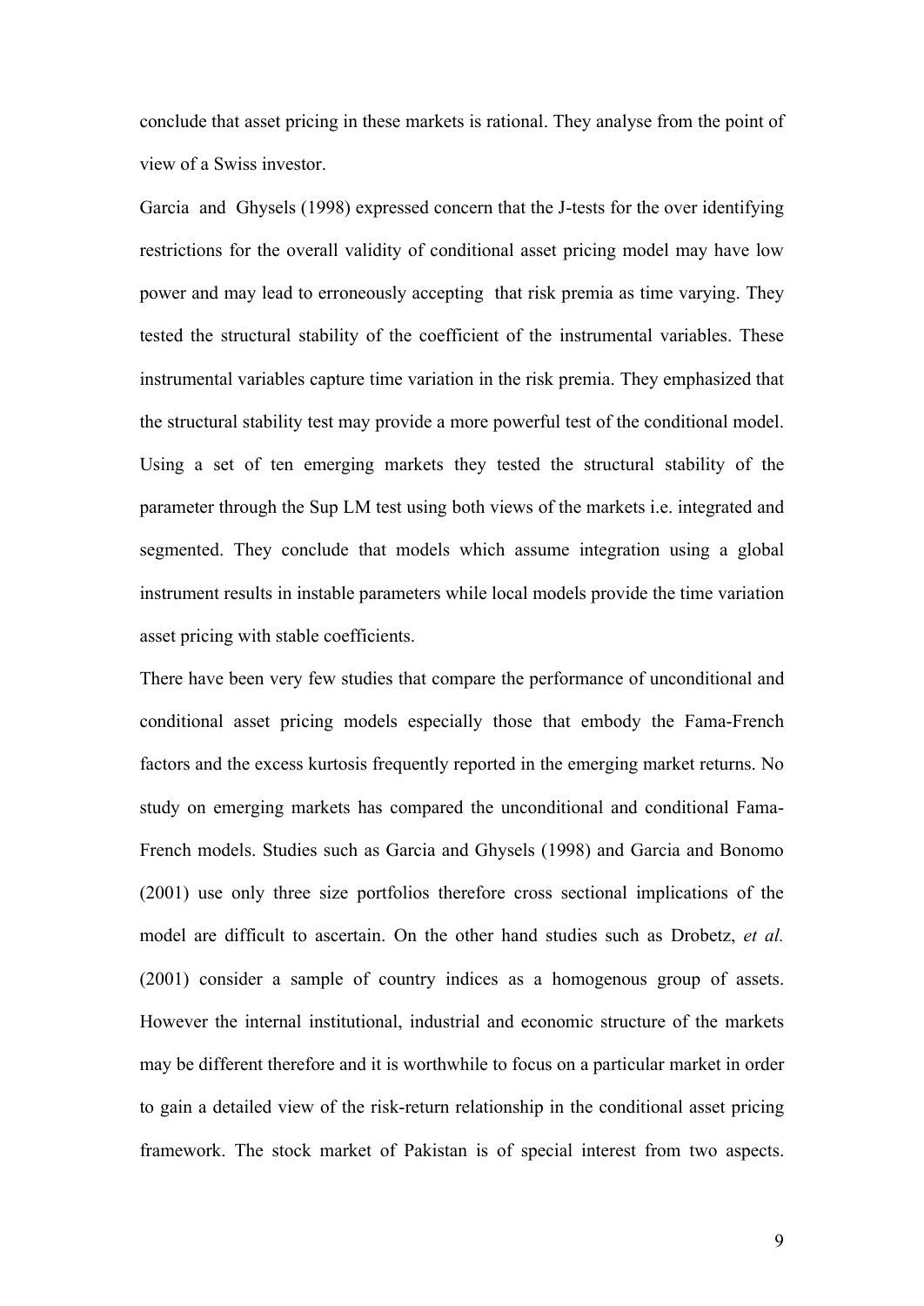conclude that asset pricing in these markets is rational. They analyse from the point of view of a Swiss investor.

Garcia and Ghysels (1998) expressed concern that the J-tests for the over identifying restrictions for the overall validity of conditional asset pricing model may have low power and may lead to erroneously accepting that risk premia as time varying. They tested the structural stability of the coefficient of the instrumental variables. These instrumental variables capture time variation in the risk premia. They emphasized that the structural stability test may provide a more powerful test of the conditional model. Using a set of ten emerging markets they tested the structural stability of the parameter through the Sup LM test using both views of the markets i.e. integrated and segmented. They conclude that models which assume integration using a global instrument results in instable parameters while local models provide the time variation asset pricing with stable coefficients.

There have been very few studies that compare the performance of unconditional and conditional asset pricing models especially those that embody the Fama-French factors and the excess kurtosis frequently reported in the emerging market returns. No study on emerging markets has compared the unconditional and conditional Fama-French models. Studies such as Garcia and Ghysels (1998) and Garcia and Bonomo (2001) use only three size portfolios therefore cross sectional implications of the model are difficult to ascertain. On the other hand studies such as Drobetz, *et al.* (2001) consider a sample of country indices as a homogenous group of assets. However the internal institutional, industrial and economic structure of the markets may be different therefore and it is worthwhile to focus on a particular market in order to gain a detailed view of the risk-return relationship in the conditional asset pricing framework. The stock market of Pakistan is of special interest from two aspects.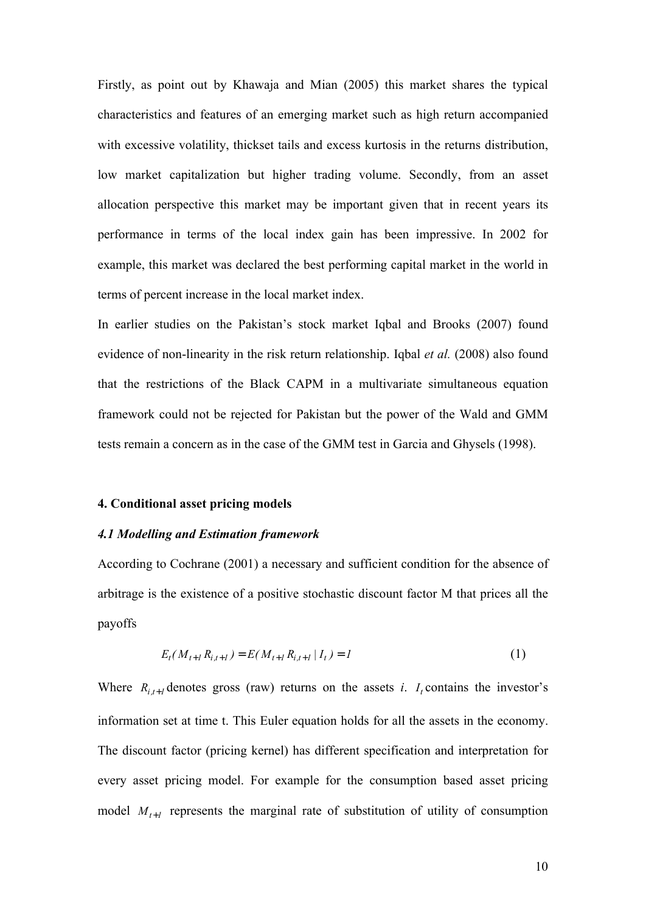Firstly, as point out by Khawaja and Mian (2005) this market shares the typical characteristics and features of an emerging market such as high return accompanied with excessive volatility, thickset tails and excess kurtosis in the returns distribution, low market capitalization but higher trading volume. Secondly, from an asset allocation perspective this market may be important given that in recent years its performance in terms of the local index gain has been impressive. In 2002 for example, this market was declared the best performing capital market in the world in terms of percent increase in the local market index.

In earlier studies on the Pakistan's stock market Iqbal and Brooks (2007) found evidence of non-linearity in the risk return relationship. Iqbal *et al.* (2008) also found that the restrictions of the Black CAPM in a multivariate simultaneous equation framework could not be rejected for Pakistan but the power of the Wald and GMM tests remain a concern as in the case of the GMM test in Garcia and Ghysels (1998).

## 4. Conditional asset pricing models

### *4.1 Modelling and Estimation framework*

According to Cochrane (2001) a necessary and sufficient condition for the absence of arbitrage is the existence of a positive stochastic discount factor M that prices all the payoffs

$$E_t(M_{t+1}R_{i,t+1}) = E(M_{t+1}R_{i,t+1} \mid I_t) = 1 \tag{1}$$

Where $R_{i,t+1}$ denotes gross (raw) returns on the assets *i*. $I_t$ contains the investor's information set at time t. This Euler equation holds for all the assets in the economy. The discount factor (pricing kernel) has different specification and interpretation for every asset pricing model. For example for the consumption based asset pricing model $M_{t+1}$ represents the marginal rate of substitution of utility of consumption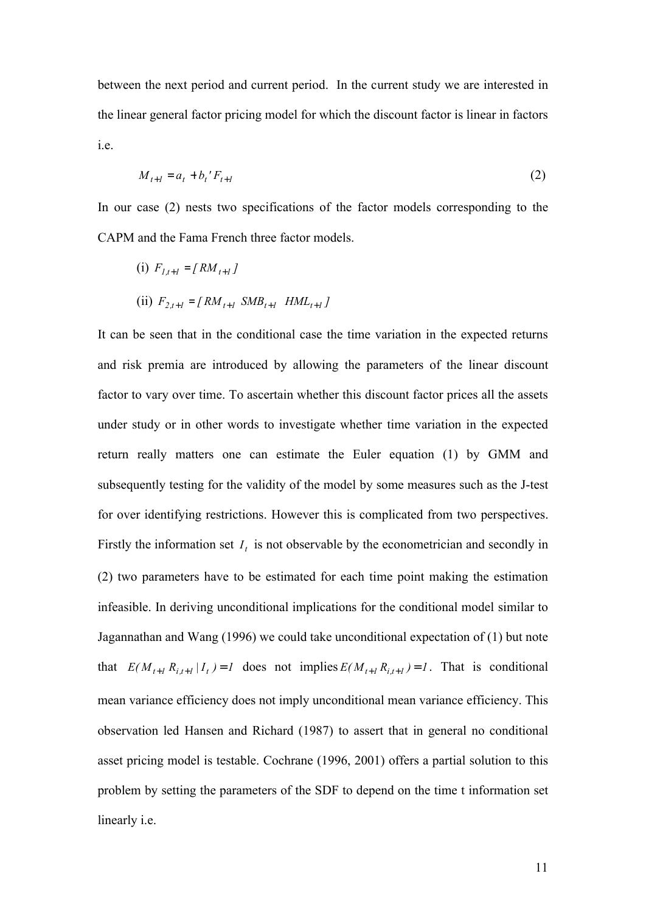between the next period and current period. In the current study we are interested in the linear general factor pricing model for which the discount factor is linear in factors i.e.

$$M_{t+1} = a_t + b_t' F_{t+1} \tag{2}$$

In our case (2) nests two specifications of the factor models corresponding to the CAPM and the Fama French three factor models.

(i) $F_{1,t+1} = [\, RM_{t+1} \,]$

(ii) $F_{2,t+1} = [\, RM_{t+1} \;\; SMB_{t+1} \;\; HML_{t+1} \,]$

It can be seen that in the conditional case the time variation in the expected returns and risk premia are introduced by allowing the parameters of the linear discount factor to vary over time. To ascertain whether this discount factor prices all the assets under study or in other words to investigate whether time variation in the expected return really matters one can estimate the Euler equation (1) by GMM and subsequently testing for the validity of the model by some measures such as the J-test for over identifying restrictions. However this is complicated from two perspectives. Firstly the information set $I_t$ is not observable by the econometrician and secondly in (2) two parameters have to be estimated for each time point making the estimation infeasible. In deriving unconditional implications for the conditional model similar to Jagannathan and Wang (1996) we could take unconditional expectation of (1) but note that $E(M_{t+1} R_{i,t+1} \mid I_t) = 1$ does not implies $E(M_{t+1} R_{i,t+1}) = 1$. That is conditional mean variance efficiency does not imply unconditional mean variance efficiency. This observation led Hansen and Richard (1987) to assert that in general no conditional asset pricing model is testable. Cochrane (1996, 2001) offers a partial solution to this problem by setting the parameters of the SDF to depend on the time t information set linearly i.e.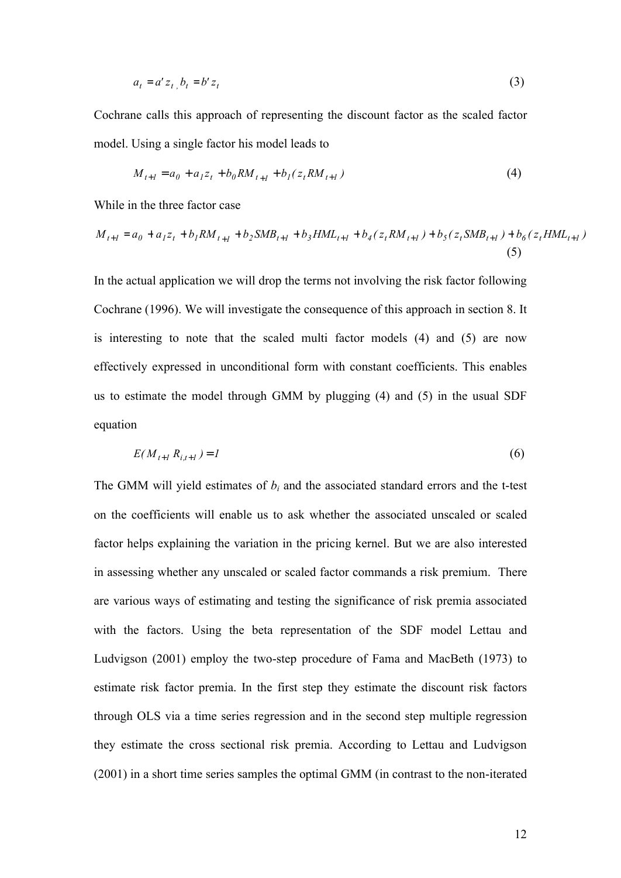$$a_t = a' z_t, \; b_t = b' z_t \tag{3}$$

Cochrane calls this approach of representing the discount factor as the scaled factor model. Using a single factor his model leads to

$$M_{t+1} = a_0 + a_1 z_t + b_0 RM_{t+1} + b_1 (z_t RM_{t+1}) \tag{4}$$

While in the three factor case

$$M_{t+1} = a_0 + a_1 z_t + b_1 RM_{t+1} + b_2 SMB_{t+1} + b_3 HML_{t+1} + b_4 (z_t RM_{t+1}) + b_5 (z_t SMB_{t+1}) + b_6 (z_t HML_{t+1}) \tag{5}$$

In the actual application we will drop the terms not involving the risk factor following Cochrane (1996). We will investigate the consequence of this approach in section 8. It is interesting to note that the scaled multi factor models (4) and (5) are now effectively expressed in unconditional form with constant coefficients. This enables us to estimate the model through GMM by plugging (4) and (5) in the usual SDF equation

$$E(M_{t+1} R_{i,t+1}) = 1 \tag{6}$$

The GMM will yield estimates of $b_i$ and the associated standard errors and the t-test on the coefficients will enable us to ask whether the associated unscaled or scaled factor helps explaining the variation in the pricing kernel. But we are also interested in assessing whether any unscaled or scaled factor commands a risk premium. There are various ways of estimating and testing the significance of risk premia associated with the factors. Using the beta representation of the SDF model Lettau and Ludvigson (2001) employ the two-step procedure of Fama and MacBeth (1973) to estimate risk factor premia. In the first step they estimate the discount risk factors through OLS via a time series regression and in the second step multiple regression they estimate the cross sectional risk premia. According to Lettau and Ludvigson (2001) in a short time series samples the optimal GMM (in contrast to the non-iterated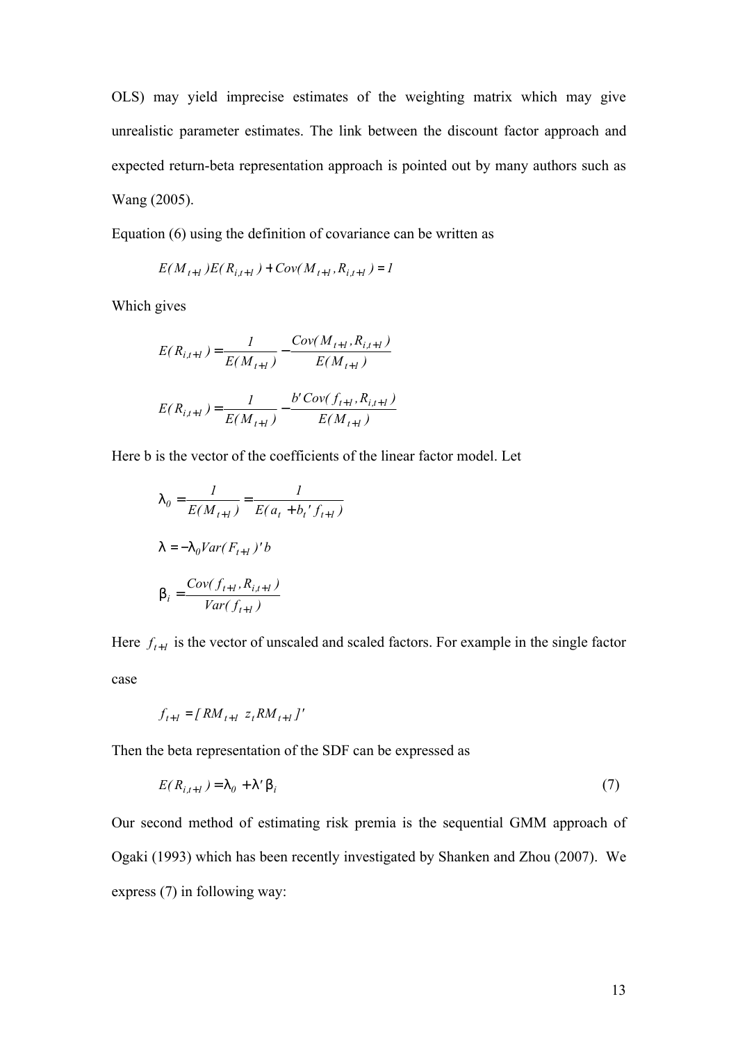OLS) may yield imprecise estimates of the weighting matrix which may give unrealistic parameter estimates. The link between the discount factor approach and expected return-beta representation approach is pointed out by many authors such as Wang (2005).

Equation (6) using the definition of covariance can be written as

$$E(M_{t+1})E(R_{i,t+1}) + Cov(M_{t+1}, R_{i,t+1}) = 1$$

Which gives

$$E(R_{i,t+1}) = \frac{1}{E(M_{t+1})} - \frac{Cov(M_{t+1}, R_{i,t+1})}{E(M_{t+1})}$$

$$E(R_{i,t+1}) = \frac{1}{E(M_{t+1})} - \frac{b' Cov(f_{t+1}, R_{i,t+1})}{E(M_{t+1})}$$

Here b is the vector of the coefficients of the linear factor model. Let

$$\lambda_0 = \frac{1}{E(M_{t+1})} = \frac{1}{E(a_t + b_t' f_{t+1})}$$

$$\lambda = -\lambda_0 Var(F_{t+1})' b$$

$$\beta_i = \frac{Cov(f_{t+1}, R_{i,t+1})}{Var(f_{t+1})}$$

Here $f_{t+1}$ is the vector of unscaled and scaled factors. For example in the single factor case

$$f_{t+1} = [RM_{t+1} \ \ z_t RM_{t+1}]'$$

Then the beta representation of the SDF can be expressed as

$$E(R_{i,t+1}) = \lambda_0 + \lambda' \beta_i \tag{7}$$

Our second method of estimating risk premia is the sequential GMM approach of Ogaki (1993) which has been recently investigated by Shanken and Zhou (2007). We express (7) in following way: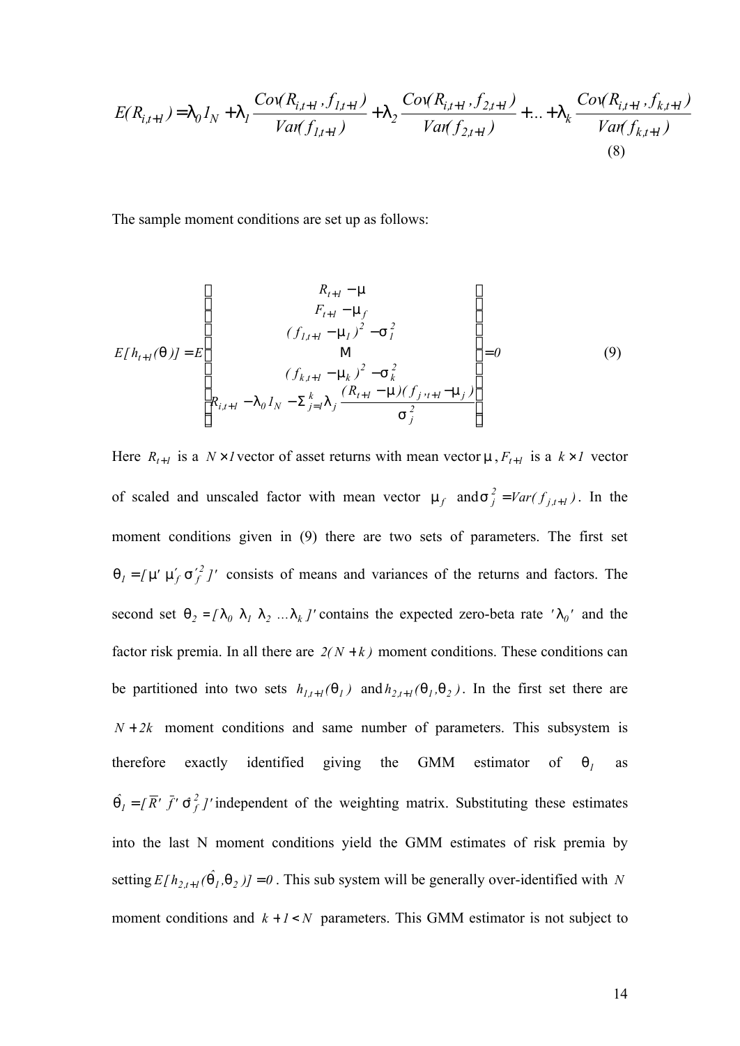$$E(R_{i,t+1}) = \lambda_0 1_N + \lambda_1 \frac{Cov(R_{i,t+1}, f_{1,t+1})}{Var(f_{1,t+1})} + \lambda_2 \frac{Cov(R_{i,t+1}, f_{2,t+1})}{Var(f_{2,t+1})} + \ldots + \lambda_k \frac{Cov(R_{i,t+1}, f_{k,t+1})}{Var(f_{k,t+1})} \tag{8}$$

The sample moment conditions are set up as follows:

$$E[h_{t+1}(\theta)] = E\begin{bmatrix} R_{t+1} - \mu \\ F_{t+1} - \mu_f \\ (f_{1,t+1} - \mu_1)^2 - \sigma_1^2 \\ \vdots \\ (f_{k,t+1} - \mu_k)^2 - \sigma_k^2 \\ R_{i,t+1} - \lambda_0 1_N - \Sigma_{j=1}^{k} \lambda_j \dfrac{(R_{t+1} - \mu)(f_{j,t+1} - \mu_j)}{\sigma_j^2} \end{bmatrix} = 0 \tag{9}$$

Here $R_{t+1}$ is a $N \times 1$ vector of asset returns with mean vector $\mu$, $F_{t+1}$ is a $k \times 1$ vector of scaled and unscaled factor with mean vector $\mu_f$ and $\sigma_j^2 = Var(f_{j,t+1})$. In the moment conditions given in (9) there are two sets of parameters. The first set $\theta_1 = [\mu' \ \mu_f' \ \sigma_f'^2]'$ consists of means and variances of the returns and factors. The second set $\theta_2 = [\lambda_0 \ \lambda_1 \ \lambda_2 \ \ldots \lambda_k]'$ contains the expected zero-beta rate '$\lambda_0$' and the factor risk premia. In all there are $2(N+k)$ moment conditions. These conditions can be partitioned into two sets $h_{1,t+1}(\theta_1)$ and $h_{2,t+1}(\theta_1, \theta_2)$. In the first set there are $N+2k$ moment conditions and same number of parameters. This subsystem is therefore exactly identified giving the GMM estimator of $\theta_1$ as $\hat{\theta}_1 = [\bar{R}' \ \bar{f}' \ \hat{\sigma}_f^2]'$ independent of the weighting matrix. Substituting these estimates into the last N moment conditions yield the GMM estimates of risk premia by setting $E[h_{2,t+1}(\hat{\theta}_1, \theta_2)] = 0$. This sub system will be generally over-identified with $N$ moment conditions and $k+1 < N$ parameters. This GMM estimator is not subject to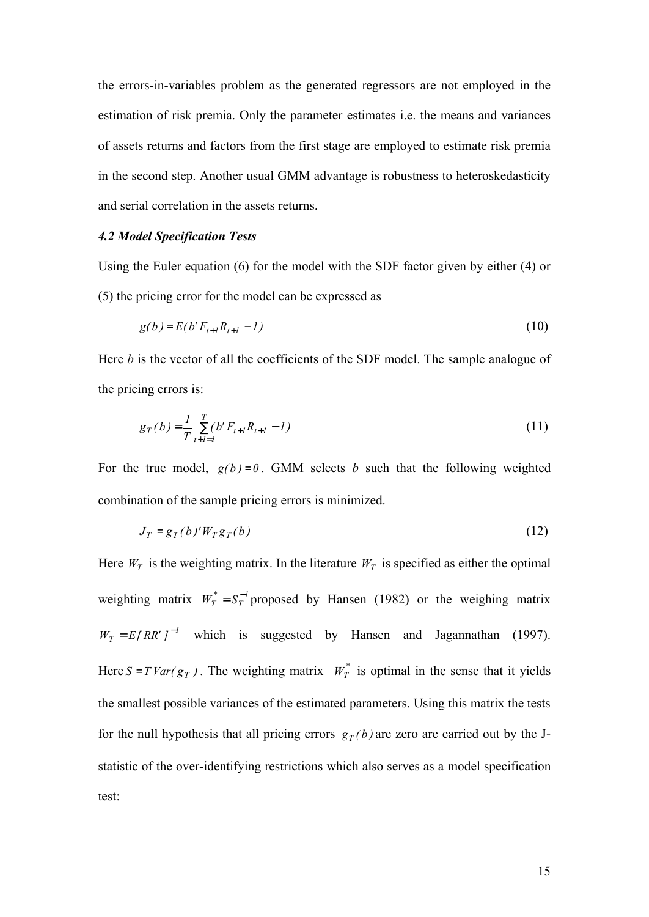the errors-in-variables problem as the generated regressors are not employed in the estimation of risk premia. Only the parameter estimates i.e. the means and variances of assets returns and factors from the first stage are employed to estimate risk premia in the second step. Another usual GMM advantage is robustness to heteroskedasticity and serial correlation in the assets returns.

### *4.2 Model Specification Tests*

Using the Euler equation (6) for the model with the SDF factor given by either (4) or (5) the pricing error for the model can be expressed as

$$g(b) = E(b' F_{t+1} R_{t+1} - 1) \tag{10}$$

Here $b$ is the vector of all the coefficients of the SDF model. The sample analogue of the pricing errors is:

$$g_T(b) = \frac{1}{T} \sum_{t+1=1}^{T} (b' F_{t+1} R_{t+1} - 1) \tag{11}$$

For the true model, $g(b) = 0$. GMM selects $b$ such that the following weighted combination of the sample pricing errors is minimized.

$$J_T = g_T(b)' W_T g_T(b) \tag{12}$$

Here $W_T$ is the weighting matrix. In the literature $W_T$ is specified as either the optimal weighting matrix $W_T^* = S_T^{-1}$ proposed by Hansen (1982) or the weighing matrix $W_T = E[RR']^{-1}$ which is suggested by Hansen and Jagannathan (1997). Here $S = T\,Var(g_T)$. The weighting matrix $W_T^*$ is optimal in the sense that it yields the smallest possible variances of the estimated parameters. Using this matrix the tests for the null hypothesis that all pricing errors $g_T(b)$ are zero are carried out by the J-statistic of the over-identifying restrictions which also serves as a model specification test: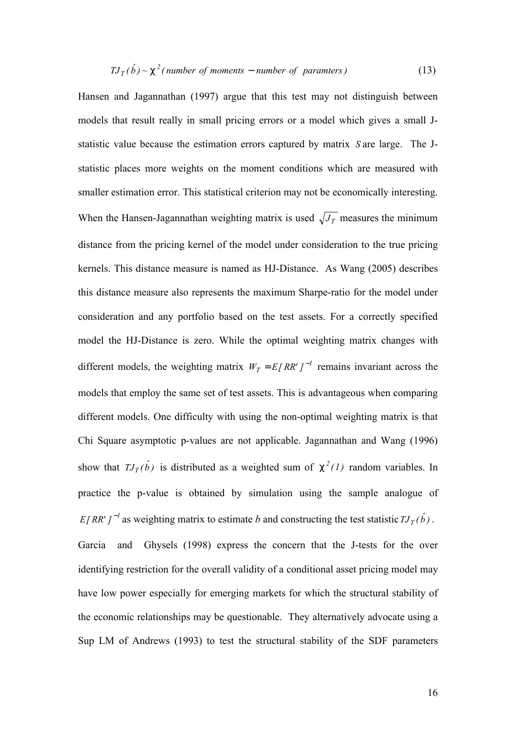$$TJ_T(\hat{b}) \sim \chi^2(\text{number of moments} - \text{number of paramters}) \tag{13}$$

Hansen and Jagannathan (1997) argue that this test may not distinguish between models that result really in small pricing errors or a model which gives a small J-statistic value because the estimation errors captured by matrix $S$ are large. The J-statistic places more weights on the moment conditions which are measured with smaller estimation error. This statistical criterion may not be economically interesting. When the Hansen-Jagannathan weighting matrix is used $\sqrt{J_T}$ measures the minimum distance from the pricing kernel of the model under consideration to the true pricing kernels. This distance measure is named as HJ-Distance. As Wang (2005) describes this distance measure also represents the maximum Sharpe-ratio for the model under consideration and any portfolio based on the test assets. For a correctly specified model the HJ-Distance is zero. While the optimal weighting matrix changes with different models, the weighting matrix $W_T = E[RR']^{-1}$ remains invariant across the models that employ the same set of test assets. This is advantageous when comparing different models. One difficulty with using the non-optimal weighting matrix is that Chi Square asymptotic p-values are not applicable. Jagannathan and Wang (1996) show that $TJ_T(\hat{b})$ is distributed as a weighted sum of $\chi^2(1)$ random variables. In practice the p-value is obtained by simulation using the sample analogue of $E[RR']^{-1}$ as weighting matrix to estimate $b$ and constructing the test statistic $TJ_T(\hat{b})$.

Garcia and Ghysels (1998) express the concern that the J-tests for the over identifying restriction for the overall validity of a conditional asset pricing model may have low power especially for emerging markets for which the structural stability of the economic relationships may be questionable. They alternatively advocate using a Sup LM of Andrews (1993) to test the structural stability of the SDF parameters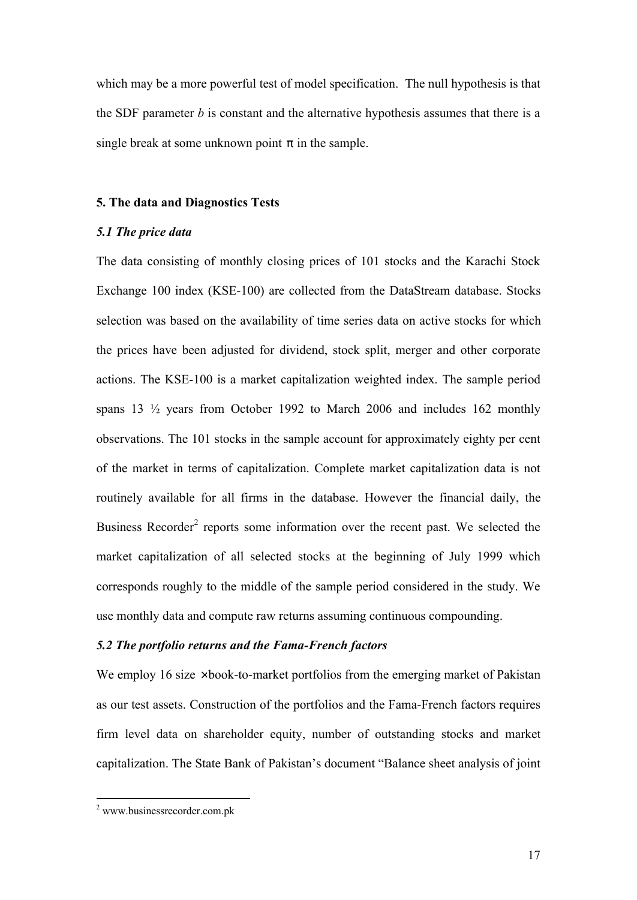which may be a more powerful test of model specification. The null hypothesis is that the SDF parameter $b$ is constant and the alternative hypothesis assumes that there is a single break at some unknown point $\pi$ in the sample.

## 5. The data and Diagnostics Tests

### *5.1 The price data*

The data consisting of monthly closing prices of 101 stocks and the Karachi Stock Exchange 100 index (KSE-100) are collected from the DataStream database. Stocks selection was based on the availability of time series data on active stocks for which the prices have been adjusted for dividend, stock split, merger and other corporate actions. The KSE-100 is a market capitalization weighted index. The sample period spans 13 ½ years from October 1992 to March 2006 and includes 162 monthly observations. The 101 stocks in the sample account for approximately eighty per cent of the market in terms of capitalization. Complete market capitalization data is not routinely available for all firms in the database. However the financial daily, the Business Recorder[2] reports some information over the recent past. We selected the market capitalization of all selected stocks at the beginning of July 1999 which corresponds roughly to the middle of the sample period considered in the study. We use monthly data and compute raw returns assuming continuous compounding.

### *5.2 The portfolio returns and the Fama-French factors*

We employ 16 size $\times$ book-to-market portfolios from the emerging market of Pakistan as our test assets. Construction of the portfolios and the Fama-French factors requires firm level data on shareholder equity, number of outstanding stocks and market capitalization. The State Bank of Pakistan's document "Balance sheet analysis of joint

---

[2] www.businessrecorder.com.pk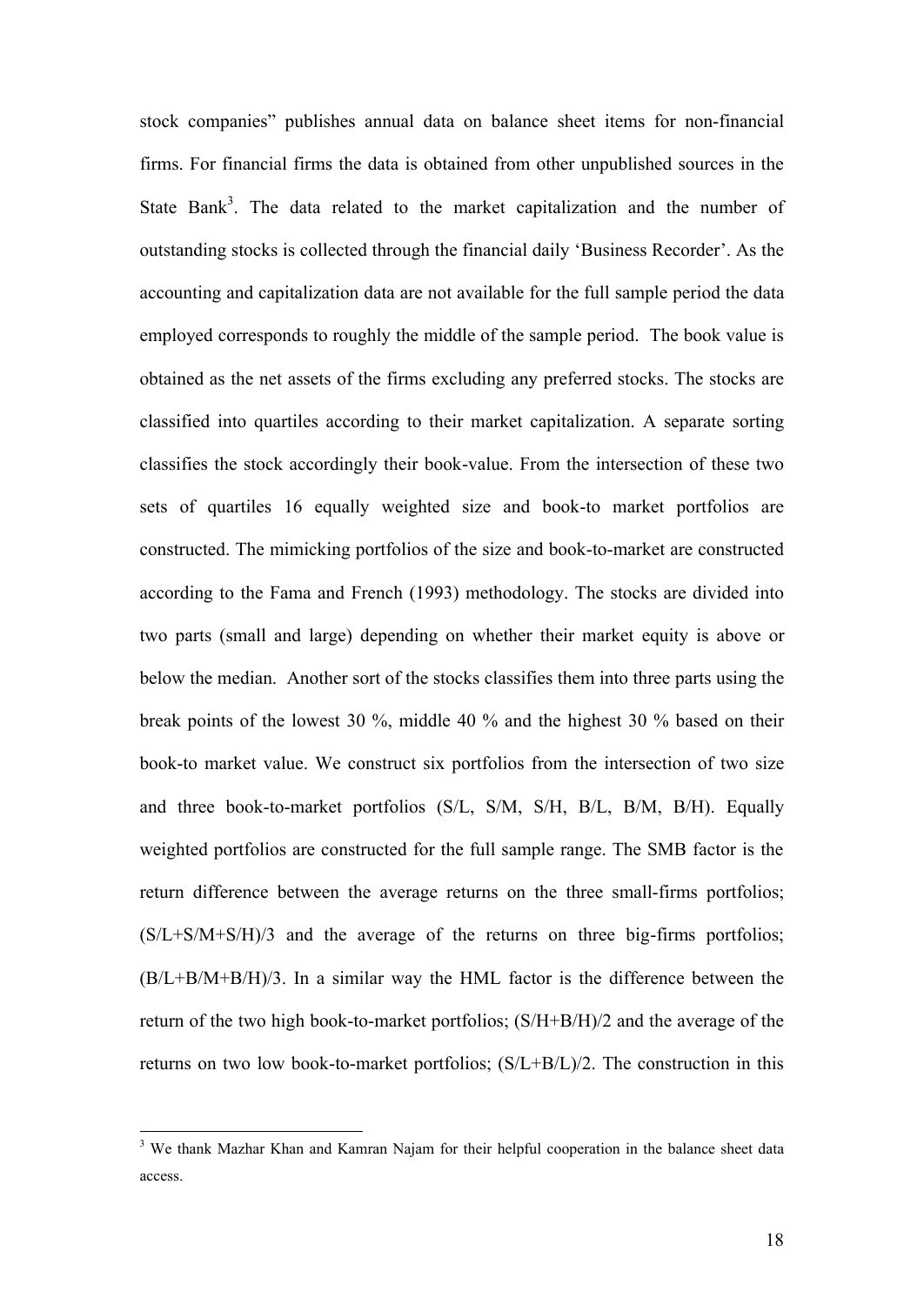stock companies" publishes annual data on balance sheet items for non-financial firms. For financial firms the data is obtained from other unpublished sources in the State Bank[3]. The data related to the market capitalization and the number of outstanding stocks is collected through the financial daily 'Business Recorder'. As the accounting and capitalization data are not available for the full sample period the data employed corresponds to roughly the middle of the sample period. The book value is obtained as the net assets of the firms excluding any preferred stocks. The stocks are classified into quartiles according to their market capitalization. A separate sorting classifies the stock accordingly their book-value. From the intersection of these two sets of quartiles 16 equally weighted size and book-to market portfolios are constructed. The mimicking portfolios of the size and book-to-market are constructed according to the Fama and French (1993) methodology. The stocks are divided into two parts (small and large) depending on whether their market equity is above or below the median. Another sort of the stocks classifies them into three parts using the break points of the lowest 30 %, middle 40 % and the highest 30 % based on their book-to market value. We construct six portfolios from the intersection of two size and three book-to-market portfolios (S/L, S/M, S/H, B/L, B/M, B/H). Equally weighted portfolios are constructed for the full sample range. The SMB factor is the return difference between the average returns on the three small-firms portfolios; (S/L+S/M+S/H)/3 and the average of the returns on three big-firms portfolios; (B/L+B/M+B/H)/3. In a similar way the HML factor is the difference between the return of the two high book-to-market portfolios; (S/H+B/H)/2 and the average of the returns on two low book-to-market portfolios; (S/L+B/L)/2. The construction in this

---

[3] We thank Mazhar Khan and Kamran Najam for their helpful cooperation in the balance sheet data access.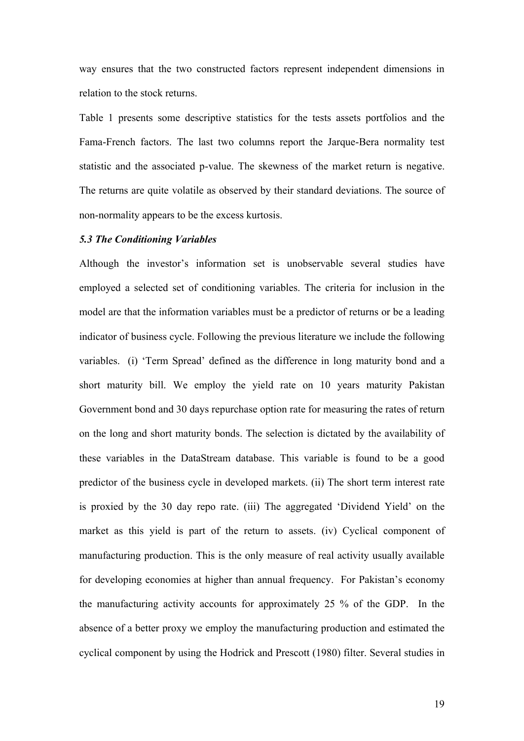way ensures that the two constructed factors represent independent dimensions in relation to the stock returns.

Table 1 presents some descriptive statistics for the tests assets portfolios and the Fama-French factors. The last two columns report the Jarque-Bera normality test statistic and the associated p-value. The skewness of the market return is negative. The returns are quite volatile as observed by their standard deviations. The source of non-normality appears to be the excess kurtosis.

### *5.3 The Conditioning Variables*

Although the investor's information set is unobservable several studies have employed a selected set of conditioning variables. The criteria for inclusion in the model are that the information variables must be a predictor of returns or be a leading indicator of business cycle. Following the previous literature we include the following variables. (i) 'Term Spread' defined as the difference in long maturity bond and a short maturity bill. We employ the yield rate on 10 years maturity Pakistan Government bond and 30 days repurchase option rate for measuring the rates of return on the long and short maturity bonds. The selection is dictated by the availability of these variables in the DataStream database. This variable is found to be a good predictor of the business cycle in developed markets. (ii) The short term interest rate is proxied by the 30 day repo rate. (iii) The aggregated 'Dividend Yield' on the market as this yield is part of the return to assets. (iv) Cyclical component of manufacturing production. This is the only measure of real activity usually available for developing economies at higher than annual frequency. For Pakistan's economy the manufacturing activity accounts for approximately 25 % of the GDP. In the absence of a better proxy we employ the manufacturing production and estimated the cyclical component by using the Hodrick and Prescott (1980) filter. Several studies in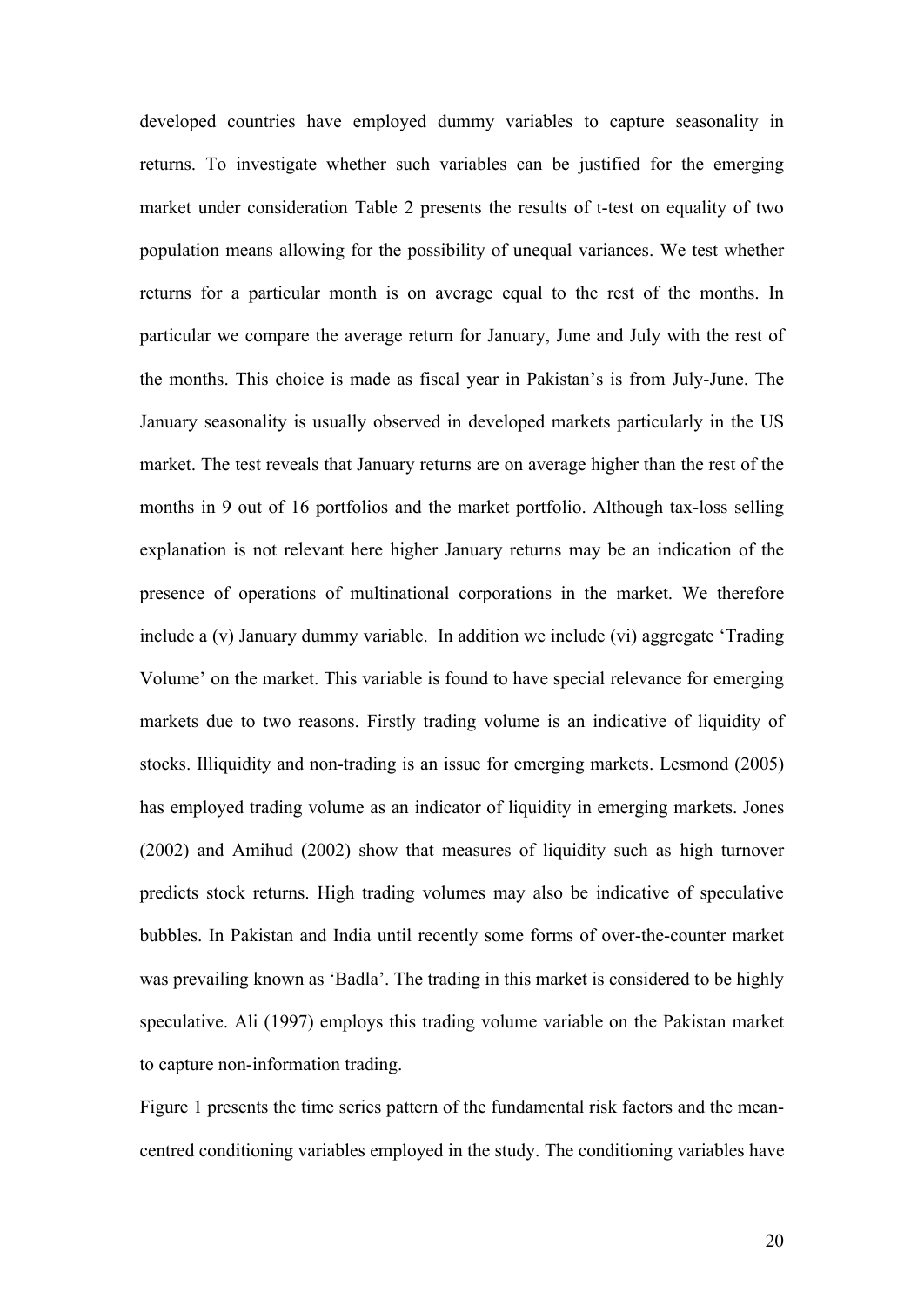developed countries have employed dummy variables to capture seasonality in returns. To investigate whether such variables can be justified for the emerging market under consideration Table 2 presents the results of t-test on equality of two population means allowing for the possibility of unequal variances. We test whether returns for a particular month is on average equal to the rest of the months. In particular we compare the average return for January, June and July with the rest of the months. This choice is made as fiscal year in Pakistan's is from July-June. The January seasonality is usually observed in developed markets particularly in the US market. The test reveals that January returns are on average higher than the rest of the months in 9 out of 16 portfolios and the market portfolio. Although tax-loss selling explanation is not relevant here higher January returns may be an indication of the presence of operations of multinational corporations in the market. We therefore include a (v) January dummy variable. In addition we include (vi) aggregate 'Trading Volume' on the market. This variable is found to have special relevance for emerging markets due to two reasons. Firstly trading volume is an indicative of liquidity of stocks. Illiquidity and non-trading is an issue for emerging markets. Lesmond (2005) has employed trading volume as an indicator of liquidity in emerging markets. Jones (2002) and Amihud (2002) show that measures of liquidity such as high turnover predicts stock returns. High trading volumes may also be indicative of speculative bubbles. In Pakistan and India until recently some forms of over-the-counter market was prevailing known as 'Badla'. The trading in this market is considered to be highly speculative. Ali (1997) employs this trading volume variable on the Pakistan market to capture non-information trading.

Figure 1 presents the time series pattern of the fundamental risk factors and the mean-centred conditioning variables employed in the study. The conditioning variables have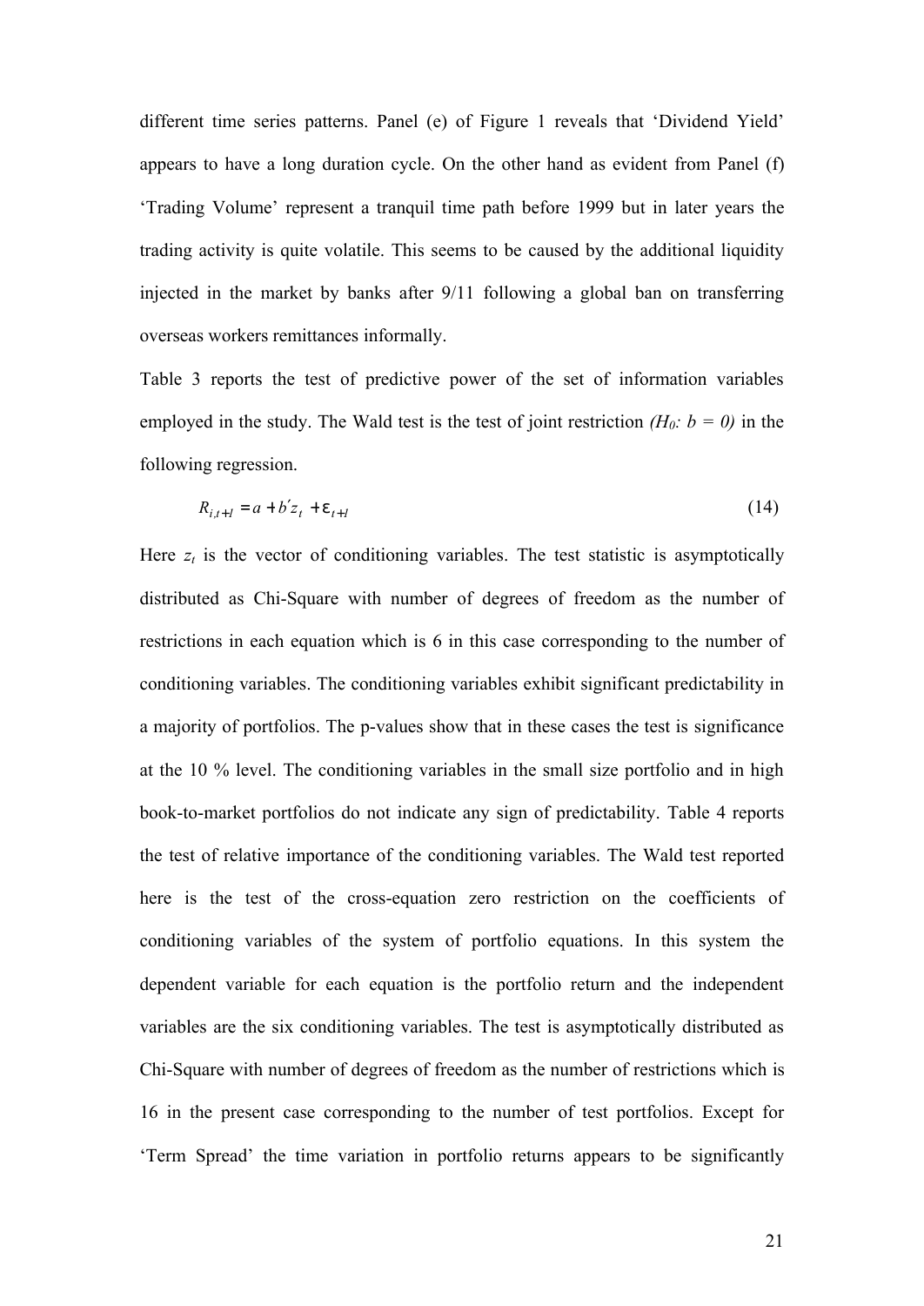different time series patterns. Panel (e) of Figure 1 reveals that 'Dividend Yield' appears to have a long duration cycle. On the other hand as evident from Panel (f) 'Trading Volume' represent a tranquil time path before 1999 but in later years the trading activity is quite volatile. This seems to be caused by the additional liquidity injected in the market by banks after 9/11 following a global ban on transferring overseas workers remittances informally.

Table 3 reports the test of predictive power of the set of information variables employed in the study. The Wald test is the test of joint restriction *($H_0$: $b = 0$)* in the following regression.

$$R_{i,t+1} = a + b'z_t + \varepsilon_{t+1} \tag{14}$$

Here $z_t$ is the vector of conditioning variables. The test statistic is asymptotically distributed as Chi-Square with number of degrees of freedom as the number of restrictions in each equation which is 6 in this case corresponding to the number of conditioning variables. The conditioning variables exhibit significant predictability in a majority of portfolios. The p-values show that in these cases the test is significance at the 10 % level. The conditioning variables in the small size portfolio and in high book-to-market portfolios do not indicate any sign of predictability. Table 4 reports the test of relative importance of the conditioning variables. The Wald test reported here is the test of the cross-equation zero restriction on the coefficients of conditioning variables of the system of portfolio equations. In this system the dependent variable for each equation is the portfolio return and the independent variables are the six conditioning variables. The test is asymptotically distributed as Chi-Square with number of degrees of freedom as the number of restrictions which is 16 in the present case corresponding to the number of test portfolios. Except for 'Term Spread' the time variation in portfolio returns appears to be significantly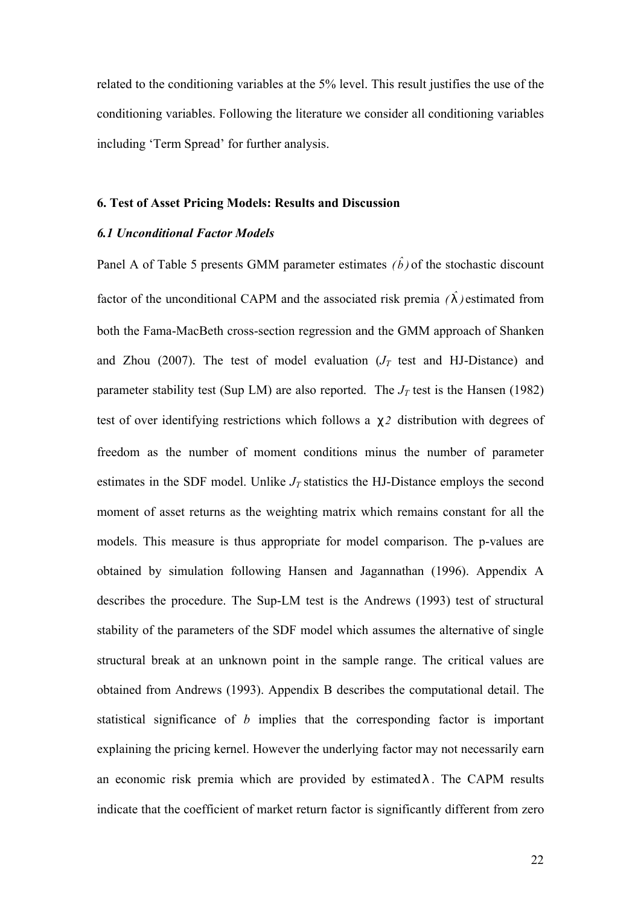related to the conditioning variables at the 5% level. This result justifies the use of the conditioning variables. Following the literature we consider all conditioning variables including 'Term Spread' for further analysis.

## 6. Test of Asset Pricing Models: Results and Discussion

### *6.1 Unconditional Factor Models*

Panel A of Table 5 presents GMM parameter estimates $(\hat{b})$ of the stochastic discount factor of the unconditional CAPM and the associated risk premia $(\hat{\lambda})$ estimated from both the Fama-MacBeth cross-section regression and the GMM approach of Shanken and Zhou (2007). The test of model evaluation ($J_T$ test and HJ-Distance) and parameter stability test (Sup LM) are also reported. The $J_T$ test is the Hansen (1982) test of over identifying restrictions which follows a $\chi 2$ distribution with degrees of freedom as the number of moment conditions minus the number of parameter estimates in the SDF model. Unlike $J_T$ statistics the HJ-Distance employs the second moment of asset returns as the weighting matrix which remains constant for all the models. This measure is thus appropriate for model comparison. The p-values are obtained by simulation following Hansen and Jagannathan (1996). Appendix A describes the procedure. The Sup-LM test is the Andrews (1993) test of structural stability of the parameters of the SDF model which assumes the alternative of single structural break at an unknown point in the sample range. The critical values are obtained from Andrews (1993). Appendix B describes the computational detail. The statistical significance of $b$ implies that the corresponding factor is important explaining the pricing kernel. However the underlying factor may not necessarily earn an economic risk premia which are provided by estimated $\lambda$. The CAPM results indicate that the coefficient of market return factor is significantly different from zero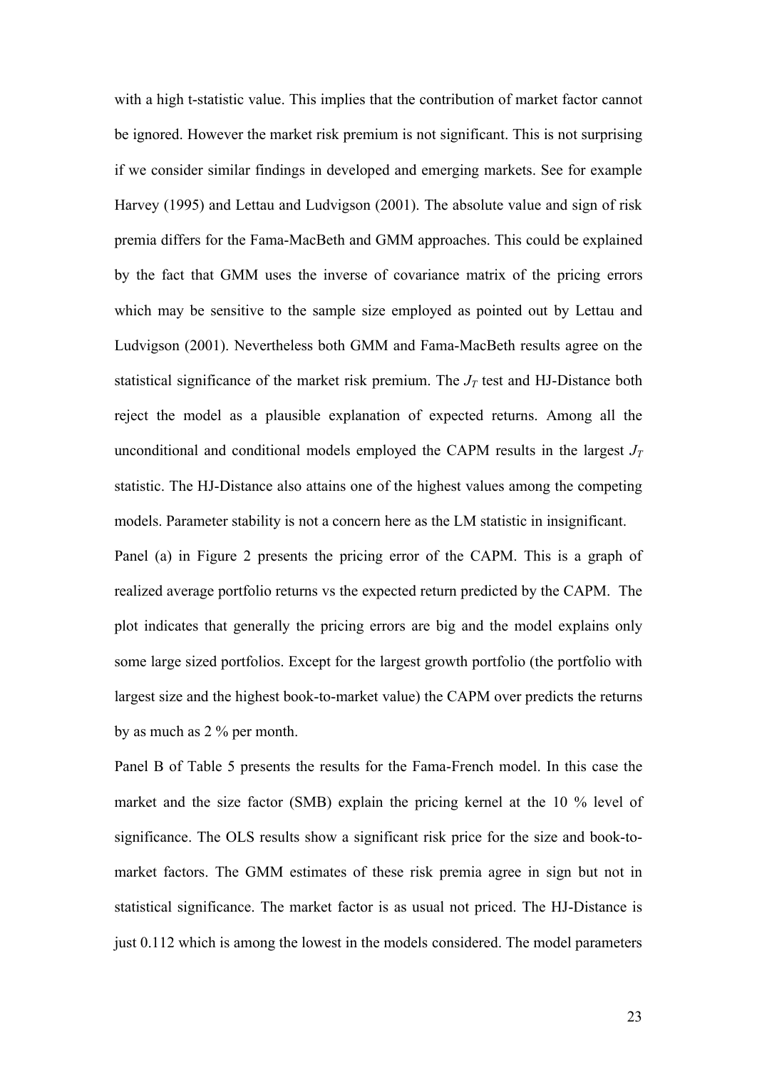with a high t-statistic value. This implies that the contribution of market factor cannot be ignored. However the market risk premium is not significant. This is not surprising if we consider similar findings in developed and emerging markets. See for example Harvey (1995) and Lettau and Ludvigson (2001). The absolute value and sign of risk premia differs for the Fama-MacBeth and GMM approaches. This could be explained by the fact that GMM uses the inverse of covariance matrix of the pricing errors which may be sensitive to the sample size employed as pointed out by Lettau and Ludvigson (2001). Nevertheless both GMM and Fama-MacBeth results agree on the statistical significance of the market risk premium. The $J_T$ test and HJ-Distance both reject the model as a plausible explanation of expected returns. Among all the unconditional and conditional models employed the CAPM results in the largest $J_T$ statistic. The HJ-Distance also attains one of the highest values among the competing models. Parameter stability is not a concern here as the LM statistic in insignificant.

Panel (a) in Figure 2 presents the pricing error of the CAPM. This is a graph of realized average portfolio returns vs the expected return predicted by the CAPM. The plot indicates that generally the pricing errors are big and the model explains only some large sized portfolios. Except for the largest growth portfolio (the portfolio with largest size and the highest book-to-market value) the CAPM over predicts the returns by as much as 2 % per month.

Panel B of Table 5 presents the results for the Fama-French model. In this case the market and the size factor (SMB) explain the pricing kernel at the 10 % level of significance. The OLS results show a significant risk price for the size and book-to-market factors. The GMM estimates of these risk premia agree in sign but not in statistical significance. The market factor is as usual not priced. The HJ-Distance is just 0.112 which is among the lowest in the models considered. The model parameters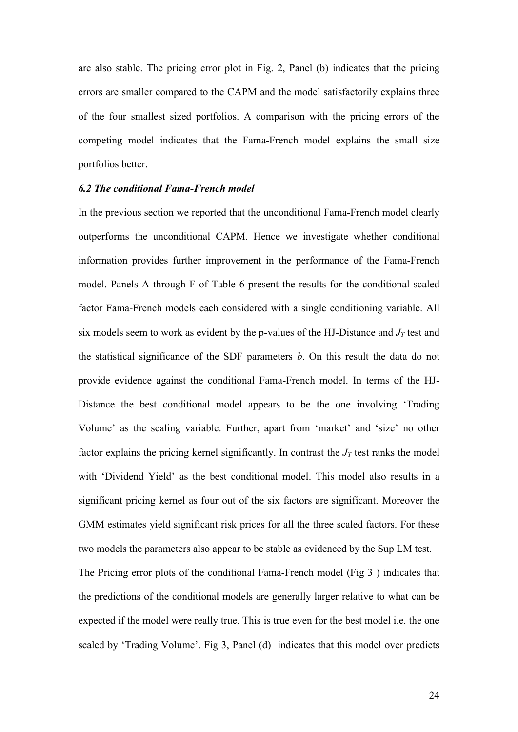are also stable. The pricing error plot in Fig. 2, Panel (b) indicates that the pricing errors are smaller compared to the CAPM and the model satisfactorily explains three of the four smallest sized portfolios. A comparison with the pricing errors of the competing model indicates that the Fama-French model explains the small size portfolios better.

### *6.2 The conditional Fama-French model*

In the previous section we reported that the unconditional Fama-French model clearly outperforms the unconditional CAPM. Hence we investigate whether conditional information provides further improvement in the performance of the Fama-French model. Panels A through F of Table 6 present the results for the conditional scaled factor Fama-French models each considered with a single conditioning variable. All six models seem to work as evident by the p-values of the HJ-Distance and $J_T$ test and the statistical significance of the SDF parameters *b*. On this result the data do not provide evidence against the conditional Fama-French model. In terms of the HJ-Distance the best conditional model appears to be the one involving 'Trading Volume' as the scaling variable. Further, apart from 'market' and 'size' no other factor explains the pricing kernel significantly. In contrast the $J_T$ test ranks the model with 'Dividend Yield' as the best conditional model. This model also results in a significant pricing kernel as four out of the six factors are significant. Moreover the GMM estimates yield significant risk prices for all the three scaled factors. For these two models the parameters also appear to be stable as evidenced by the Sup LM test.

The Pricing error plots of the conditional Fama-French model (Fig 3 ) indicates that the predictions of the conditional models are generally larger relative to what can be expected if the model were really true. This is true even for the best model i.e. the one scaled by 'Trading Volume'. Fig 3, Panel (d) indicates that this model over predicts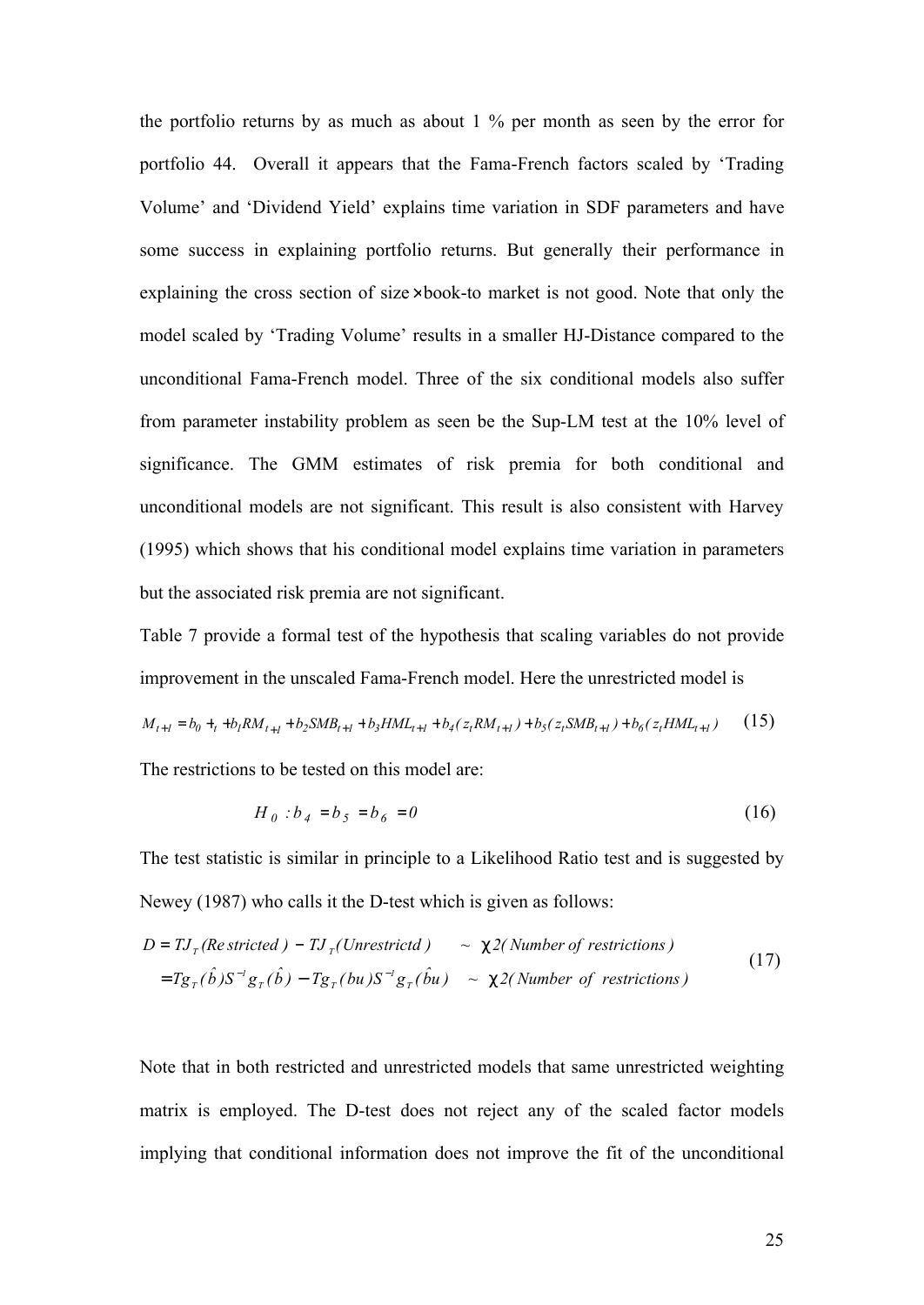the portfolio returns by as much as about 1 % per month as seen by the error for portfolio 44. Overall it appears that the Fama-French factors scaled by 'Trading Volume' and 'Dividend Yield' explains time variation in SDF parameters and have some success in explaining portfolio returns. But generally their performance in explaining the cross section of size×book-to market is not good. Note that only the model scaled by 'Trading Volume' results in a smaller HJ-Distance compared to the unconditional Fama-French model. Three of the six conditional models also suffer from parameter instability problem as seen be the Sup-LM test at the 10% level of significance. The GMM estimates of risk premia for both conditional and unconditional models are not significant. This result is also consistent with Harvey (1995) which shows that his conditional model explains time variation in parameters but the associated risk premia are not significant.

Table 7 provide a formal test of the hypothesis that scaling variables do not provide improvement in the unscaled Fama-French model. Here the unrestricted model is

$$M_{t+1} = b_0 +_t + b_1 RM_{t+1} + b_2 SMB_{t+1} + b_3 HML_{t+1} + b_4 (z_t RM_{t+1}) + b_5 (z_t SMB_{t+1}) + b_6 (z_t HML_{t+1}) \tag{15}$$

The restrictions to be tested on this model are:

$$H_0 : b_4 = b_5 = b_6 = 0 \tag{16}$$

The test statistic is similar in principle to a Likelihood Ratio test and is suggested by Newey (1987) who calls it the D-test which is given as follows:

$$\begin{aligned} D &= TJ_T(Restricted) - TJ_T(Unrestrictd) \quad \sim \ \chi 2(Number\ of\ restrictions) \\ &= Tg_T(\hat{b})S^{-1}g_T(\hat{b}) - Tg_T(bu)S^{-1}g_T(\hat{b}u) \quad \sim \ \chi 2(Number\ of\ restrictions) \end{aligned} \tag{17}$$

Note that in both restricted and unrestricted models that same unrestricted weighting matrix is employed. The D-test does not reject any of the scaled factor models implying that conditional information does not improve the fit of the unconditional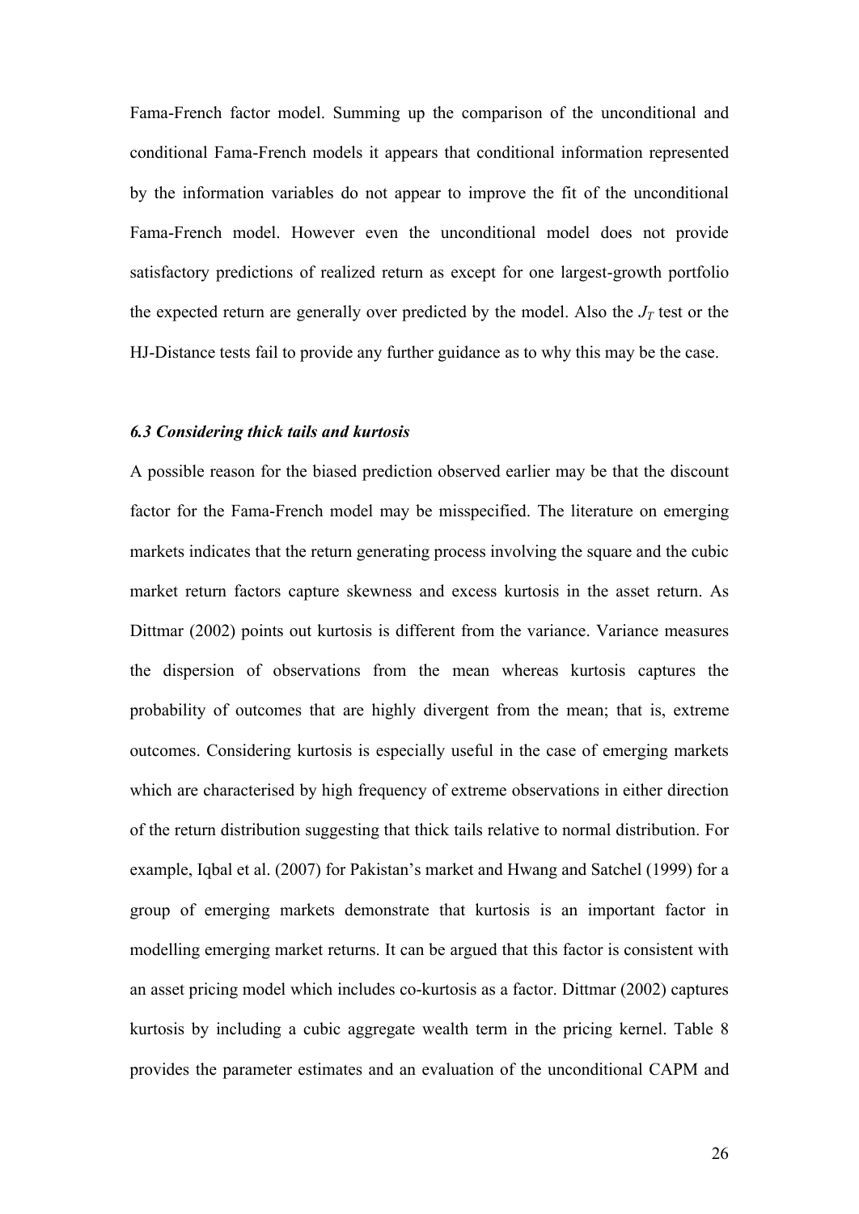Fama-French factor model. Summing up the comparison of the unconditional and conditional Fama-French models it appears that conditional information represented by the information variables do not appear to improve the fit of the unconditional Fama-French model. However even the unconditional model does not provide satisfactory predictions of realized return as except for one largest-growth portfolio the expected return are generally over predicted by the model. Also the $J_T$ test or the HJ-Distance tests fail to provide any further guidance as to why this may be the case.

### *6.3 Considering thick tails and kurtosis*

A possible reason for the biased prediction observed earlier may be that the discount factor for the Fama-French model may be misspecified. The literature on emerging markets indicates that the return generating process involving the square and the cubic market return factors capture skewness and excess kurtosis in the asset return. As Dittmar (2002) points out kurtosis is different from the variance. Variance measures the dispersion of observations from the mean whereas kurtosis captures the probability of outcomes that are highly divergent from the mean; that is, extreme outcomes. Considering kurtosis is especially useful in the case of emerging markets which are characterised by high frequency of extreme observations in either direction of the return distribution suggesting that thick tails relative to normal distribution. For example, Iqbal et al. (2007) for Pakistan's market and Hwang and Satchel (1999) for a group of emerging markets demonstrate that kurtosis is an important factor in modelling emerging market returns. It can be argued that this factor is consistent with an asset pricing model which includes co-kurtosis as a factor. Dittmar (2002) captures kurtosis by including a cubic aggregate wealth term in the pricing kernel. Table 8 provides the parameter estimates and an evaluation of the unconditional CAPM and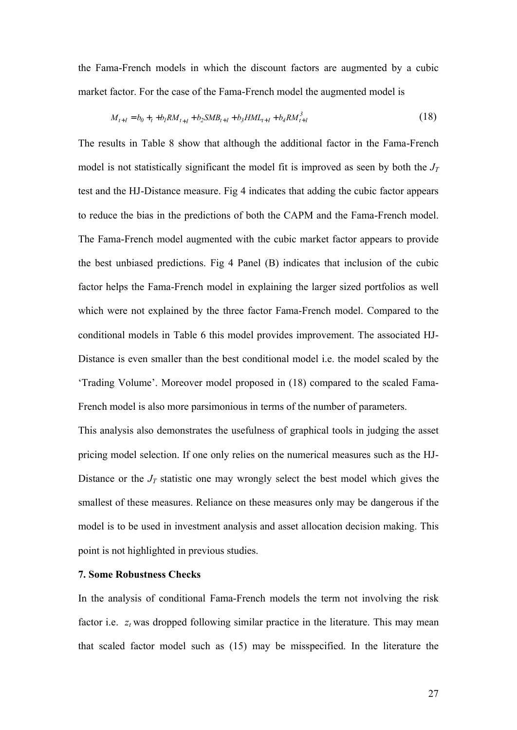the Fama-French models in which the discount factors are augmented by a cubic market factor. For the case of the Fama-French model the augmented model is

$$M_{t+1} = b_0 + _t + b_1 RM_{t+1} + b_2 SMB_{t+1} + b_3 HML_{t+1} + b_4 RM_{t+1}^3 \tag{18}$$

The results in Table 8 show that although the additional factor in the Fama-French model is not statistically significant the model fit is improved as seen by both the $J_T$ test and the HJ-Distance measure. Fig 4 indicates that adding the cubic factor appears to reduce the bias in the predictions of both the CAPM and the Fama-French model. The Fama-French model augmented with the cubic market factor appears to provide the best unbiased predictions. Fig 4 Panel (B) indicates that inclusion of the cubic factor helps the Fama-French model in explaining the larger sized portfolios as well which were not explained by the three factor Fama-French model. Compared to the conditional models in Table 6 this model provides improvement. The associated HJ-Distance is even smaller than the best conditional model i.e. the model scaled by the 'Trading Volume'. Moreover model proposed in (18) compared to the scaled Fama-French model is also more parsimonious in terms of the number of parameters.

This analysis also demonstrates the usefulness of graphical tools in judging the asset pricing model selection. If one only relies on the numerical measures such as the HJ-Distance or the $J_T$ statistic one may wrongly select the best model which gives the smallest of these measures. Reliance on these measures only may be dangerous if the model is to be used in investment analysis and asset allocation decision making. This point is not highlighted in previous studies.

**7. Some Robustness Checks**

In the analysis of conditional Fama-French models the term not involving the risk factor i.e. $z_t$ was dropped following similar practice in the literature. This may mean that scaled factor model such as (15) may be misspecified. In the literature the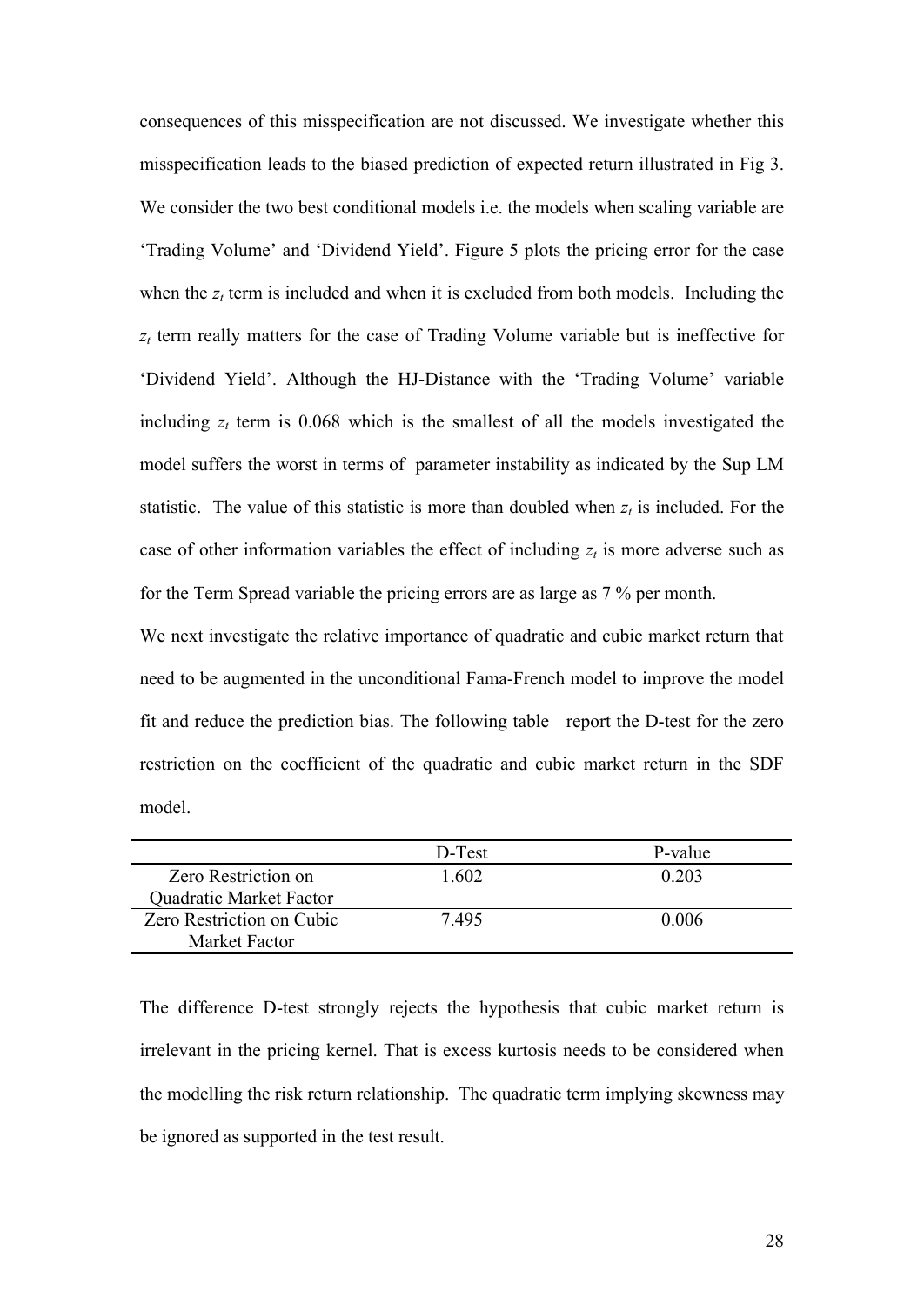consequences of this misspecification are not discussed. We investigate whether this misspecification leads to the biased prediction of expected return illustrated in Fig 3. We consider the two best conditional models i.e. the models when scaling variable are 'Trading Volume' and 'Dividend Yield'. Figure 5 plots the pricing error for the case when the $z_t$ term is included and when it is excluded from both models. Including the $z_t$ term really matters for the case of Trading Volume variable but is ineffective for 'Dividend Yield'. Although the HJ-Distance with the 'Trading Volume' variable including $z_t$ term is 0.068 which is the smallest of all the models investigated the model suffers the worst in terms of parameter instability as indicated by the Sup LM statistic. The value of this statistic is more than doubled when $z_t$ is included. For the case of other information variables the effect of including $z_t$ is more adverse such as for the Term Spread variable the pricing errors are as large as 7 % per month.

We next investigate the relative importance of quadratic and cubic market return that need to be augmented in the unconditional Fama-French model to improve the model fit and reduce the prediction bias. The following table report the D-test for the zero restriction on the coefficient of the quadratic and cubic market return in the SDF model.

| | D-Test | P-value |
|---|---|---|
| Zero Restriction on Quadratic Market Factor | 1.602 | 0.203 |
| Zero Restriction on Cubic Market Factor | 7.495 | 0.006 |

The difference D-test strongly rejects the hypothesis that cubic market return is irrelevant in the pricing kernel. That is excess kurtosis needs to be considered when the modelling the risk return relationship. The quadratic term implying skewness may be ignored as supported in the test result.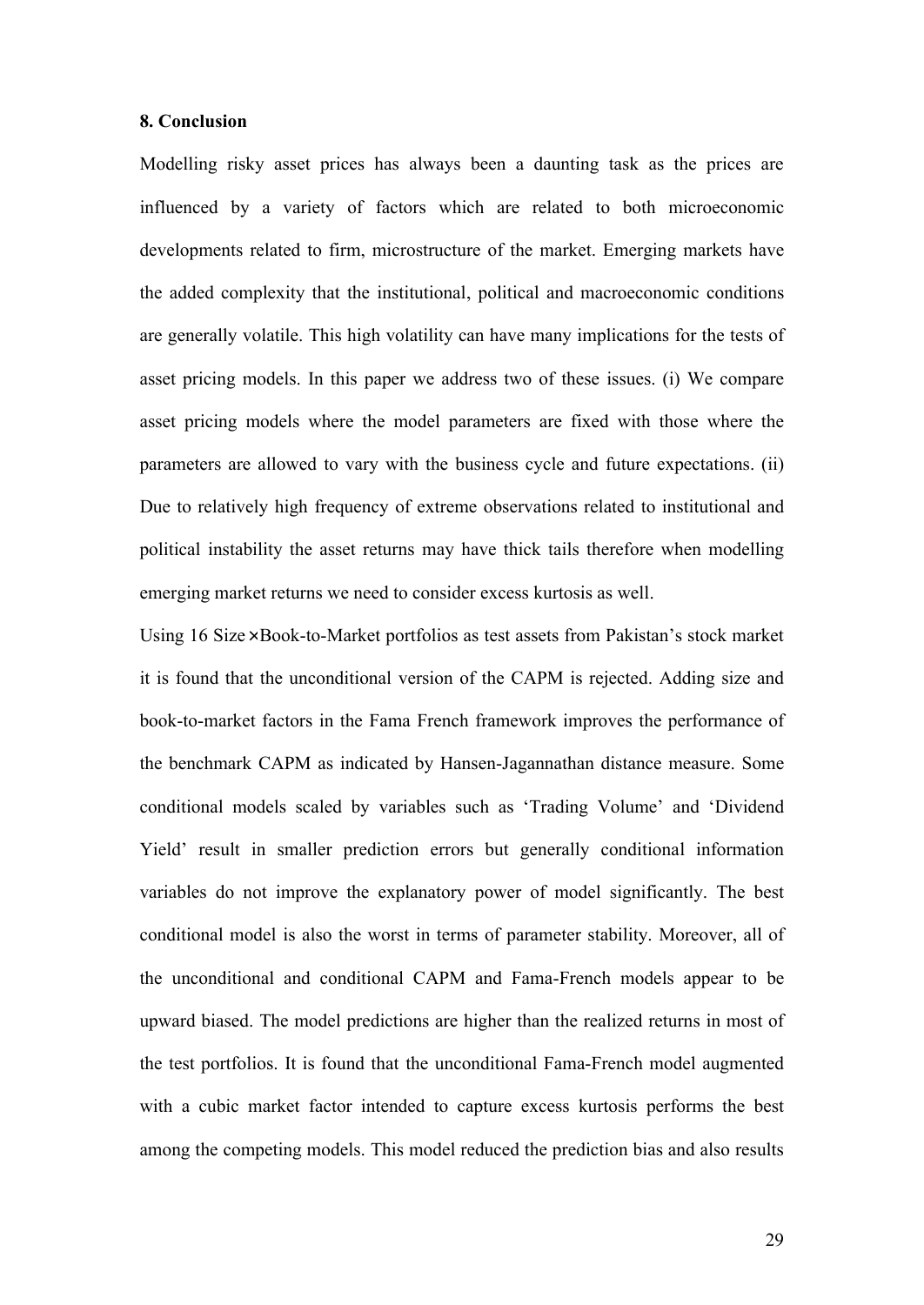## 8. Conclusion

Modelling risky asset prices has always been a daunting task as the prices are influenced by a variety of factors which are related to both microeconomic developments related to firm, microstructure of the market. Emerging markets have the added complexity that the institutional, political and macroeconomic conditions are generally volatile. This high volatility can have many implications for the tests of asset pricing models. In this paper we address two of these issues. (i) We compare asset pricing models where the model parameters are fixed with those where the parameters are allowed to vary with the business cycle and future expectations. (ii) Due to relatively high frequency of extreme observations related to institutional and political instability the asset returns may have thick tails therefore when modelling emerging market returns we need to consider excess kurtosis as well.

Using 16 Size×Book-to-Market portfolios as test assets from Pakistan's stock market it is found that the unconditional version of the CAPM is rejected. Adding size and book-to-market factors in the Fama French framework improves the performance of the benchmark CAPM as indicated by Hansen-Jagannathan distance measure. Some conditional models scaled by variables such as 'Trading Volume' and 'Dividend Yield' result in smaller prediction errors but generally conditional information variables do not improve the explanatory power of model significantly. The best conditional model is also the worst in terms of parameter stability. Moreover, all of the unconditional and conditional CAPM and Fama-French models appear to be upward biased. The model predictions are higher than the realized returns in most of the test portfolios. It is found that the unconditional Fama-French model augmented with a cubic market factor intended to capture excess kurtosis performs the best among the competing models. This model reduced the prediction bias and also results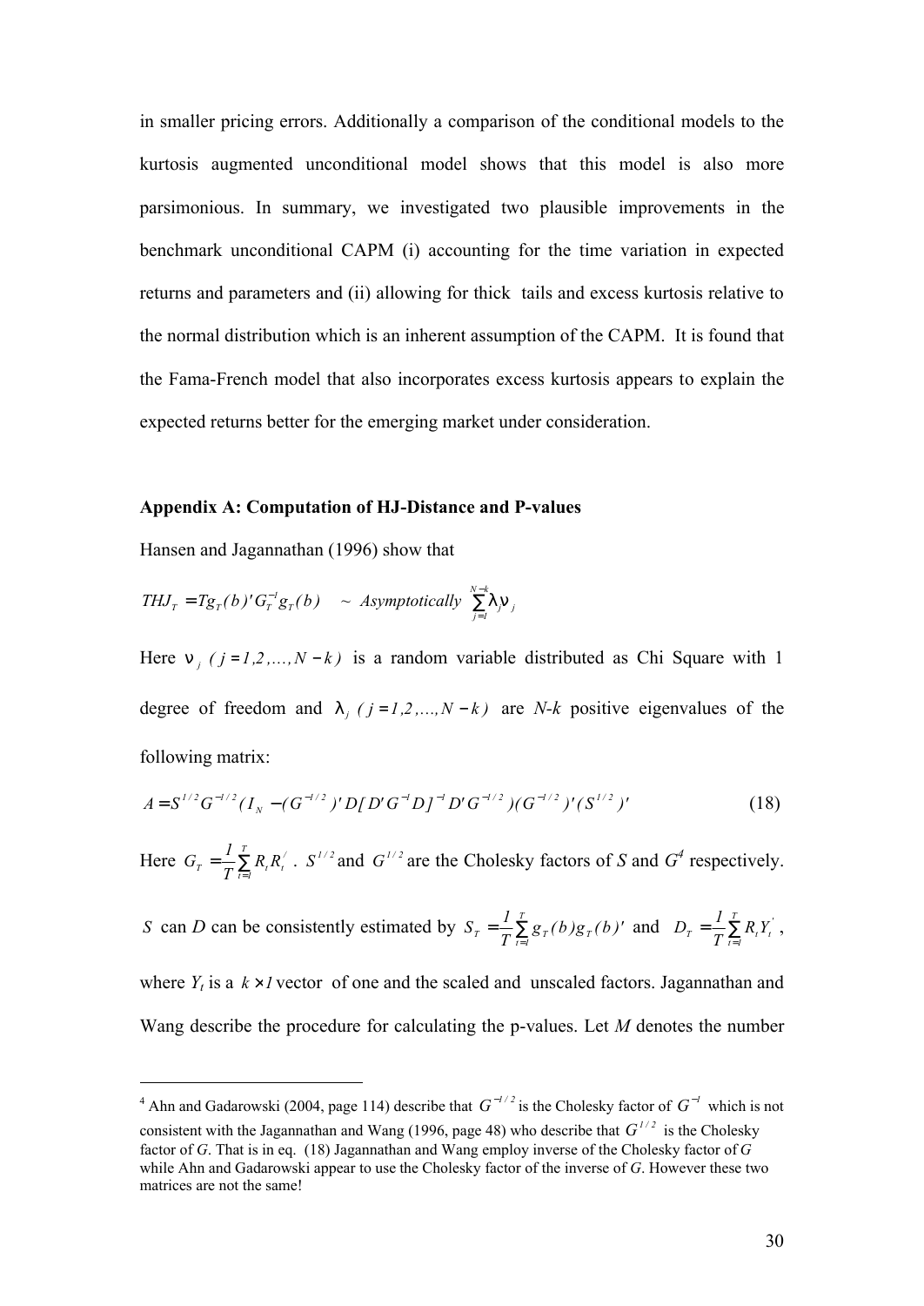in smaller pricing errors. Additionally a comparison of the conditional models to the kurtosis augmented unconditional model shows that this model is also more parsimonious. In summary, we investigated two plausible improvements in the benchmark unconditional CAPM (i) accounting for the time variation in expected returns and parameters and (ii) allowing for thick tails and excess kurtosis relative to the normal distribution which is an inherent assumption of the CAPM. It is found that the Fama-French model that also incorporates excess kurtosis appears to explain the expected returns better for the emerging market under consideration.

### Appendix A: Computation of HJ-Distance and P-values

Hansen and Jagannathan (1996) show that

$$THJ_T = Tg_T(b)'G_T^{-1}g_T(b) \quad \sim \text{ Asymptotically } \sum_{j=1}^{N-k}\lambda_j \nu_j$$

Here $\nu_j \; (j = 1,2,\ldots,N-k)$ is a random variable distributed as Chi Square with 1 degree of freedom and $\lambda_j \; (j = 1,2,\ldots,N-k)$ are *N-k* positive eigenvalues of the following matrix:

$$A = S^{1/2}G^{-1/2}(I_N - (G^{-1/2})'D[D'G^{-1}D]^{-1}D'G^{-1/2})(G^{-1/2})'(S^{1/2})' \tag{18}$$

Here $G_T = \frac{1}{T}\sum_{t=1}^{T} R_t R_t'$. $S^{1/2}$ and $G^{1/2}$ are the Cholesky factors of *S* and *G*[4] respectively.

*S* can *D* can be consistently estimated by $S_T = \frac{1}{T}\sum_{t=1}^{T} g_T(b)g_T(b)'$ and $D_T = \frac{1}{T}\sum_{t=1}^{T} R_t Y_t'$,

where $Y_t$ is a $k \times 1$ vector of one and the scaled and unscaled factors. Jagannathan and Wang describe the procedure for calculating the p-values. Let *M* denotes the number

---

[4] Ahn and Gadarowski (2004, page 114) describe that $G^{-1/2}$ is the Cholesky factor of $G^{-1}$ which is not consistent with the Jagannathan and Wang (1996, page 48) who describe that $G^{1/2}$ is the Cholesky factor of *G*. That is in eq. (18) Jagannathan and Wang employ inverse of the Cholesky factor of *G* while Ahn and Gadarowski appear to use the Cholesky factor of the inverse of *G*. However these two matrices are not the same!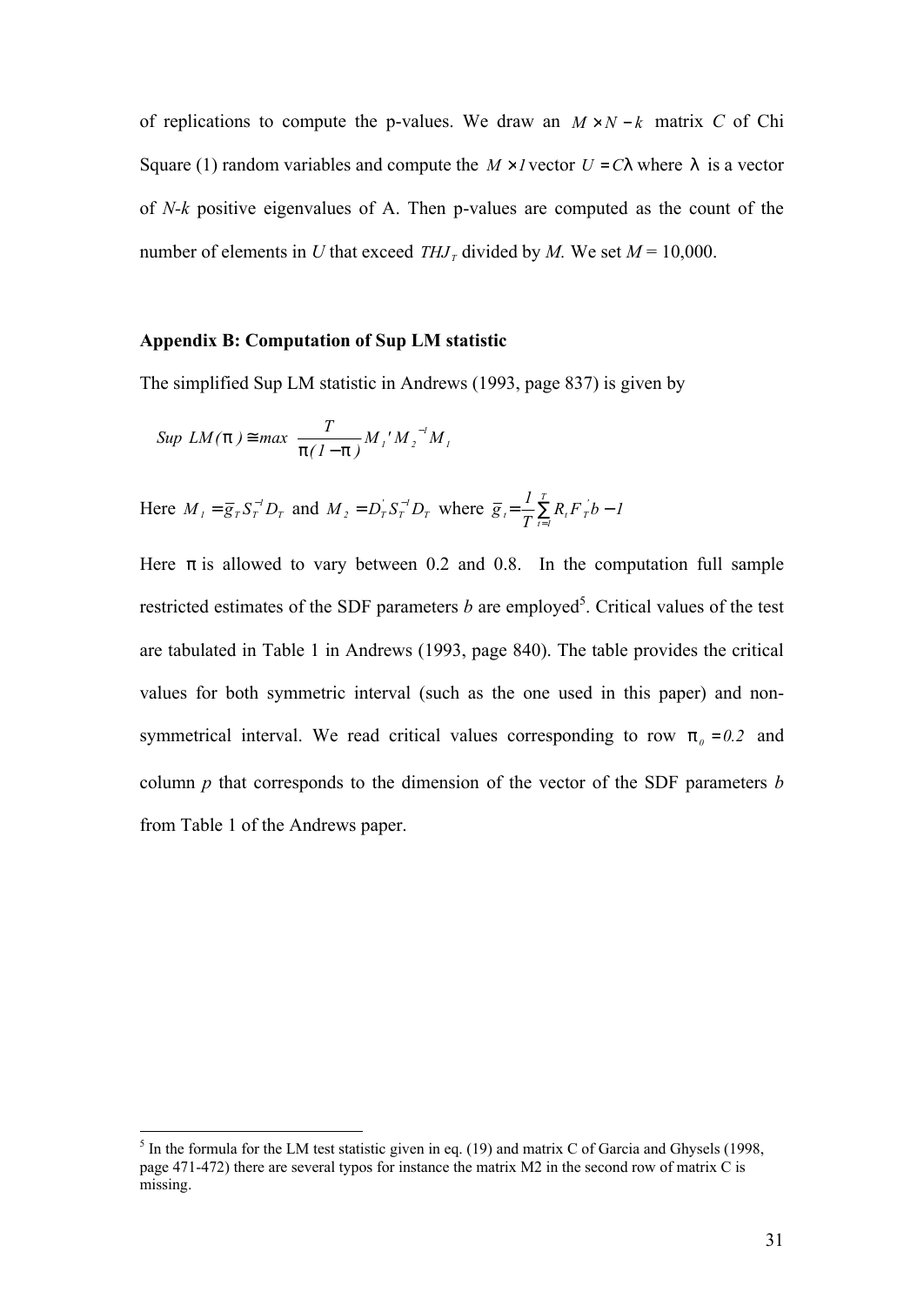of replications to compute the p-values. We draw an $M \times N-k$ matrix $C$ of Chi Square (1) random variables and compute the $M \times 1$ vector $U = C\lambda$ where $\lambda$ is a vector of *N-k* positive eigenvalues of A. Then p-values are computed as the count of the number of elements in *U* that exceed $THJ_T$ divided by *M.* We set *M* = 10,000.

## Appendix B: Computation of Sup LM statistic

The simplified Sup LM statistic in Andrews (1993, page 837) is given by

$$Sup\ LM(\pi) \cong max\ \frac{T}{\pi(1-\pi)} M_1' M_2^{-1} M_1$$

Here $M_1 = \bar{g}_T S_T^{-1} D_T$ and $M_2 = D_T' S_T^{-1} D_T$ where $\bar{g}_t = \frac{1}{T}\sum_{t=1}^{T} R_t F_T' b - 1$

Here $\pi$ is allowed to vary between 0.2 and 0.8. In the computation full sample restricted estimates of the SDF parameters *b* are employed[5]. Critical values of the test are tabulated in Table 1 in Andrews (1993, page 840). The table provides the critical values for both symmetric interval (such as the one used in this paper) and non-symmetrical interval. We read critical values corresponding to row $\pi_0 = 0.2$ and column *p* that corresponds to the dimension of the vector of the SDF parameters *b* from Table 1 of the Andrews paper.

[5] In the formula for the LM test statistic given in eq. (19) and matrix C of Garcia and Ghysels (1998, page 471-472) there are several typos for instance the matrix M2 in the second row of matrix C is missing.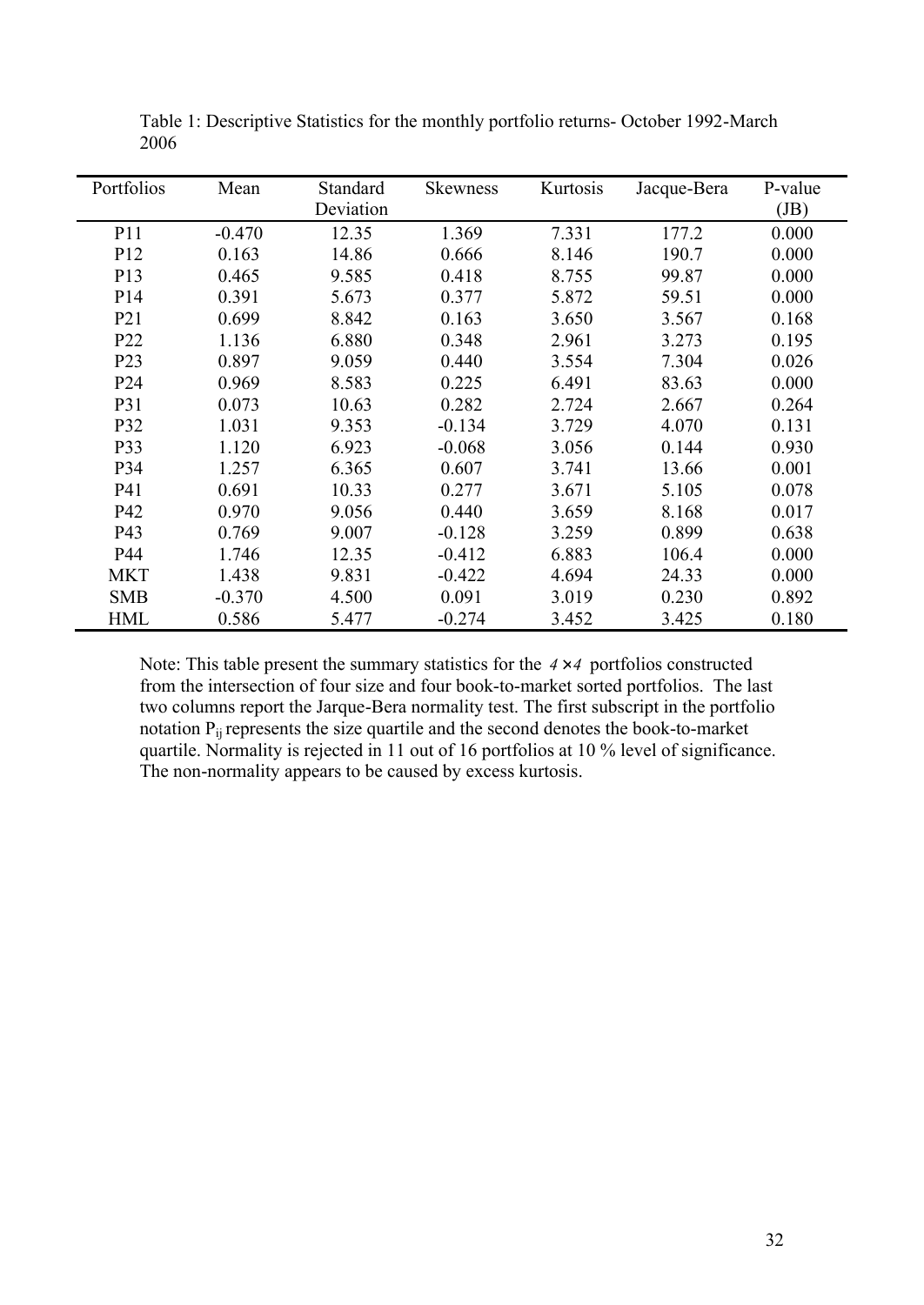Table 1: Descriptive Statistics for the monthly portfolio returns- October 1992-March 2006

| Portfolios | Mean | Standard Deviation | Skewness | Kurtosis | Jacque-Bera | P-value (JB) |
|---|---|---|---|---|---|---|
| P11 | -0.470 | 12.35 | 1.369 | 7.331 | 177.2 | 0.000 |
| P12 | 0.163 | 14.86 | 0.666 | 8.146 | 190.7 | 0.000 |
| P13 | 0.465 | 9.585 | 0.418 | 8.755 | 99.87 | 0.000 |
| P14 | 0.391 | 5.673 | 0.377 | 5.872 | 59.51 | 0.000 |
| P21 | 0.699 | 8.842 | 0.163 | 3.650 | 3.567 | 0.168 |
| P22 | 1.136 | 6.880 | 0.348 | 2.961 | 3.273 | 0.195 |
| P23 | 0.897 | 9.059 | 0.440 | 3.554 | 7.304 | 0.026 |
| P24 | 0.969 | 8.583 | 0.225 | 6.491 | 83.63 | 0.000 |
| P31 | 0.073 | 10.63 | 0.282 | 2.724 | 2.667 | 0.264 |
| P32 | 1.031 | 9.353 | -0.134 | 3.729 | 4.070 | 0.131 |
| P33 | 1.120 | 6.923 | -0.068 | 3.056 | 0.144 | 0.930 |
| P34 | 1.257 | 6.365 | 0.607 | 3.741 | 13.66 | 0.001 |
| P41 | 0.691 | 10.33 | 0.277 | 3.671 | 5.105 | 0.078 |
| P42 | 0.970 | 9.056 | 0.440 | 3.659 | 8.168 | 0.017 |
| P43 | 0.769 | 9.007 | -0.128 | 3.259 | 0.899 | 0.638 |
| P44 | 1.746 | 12.35 | -0.412 | 6.883 | 106.4 | 0.000 |
| MKT | 1.438 | 9.831 | -0.422 | 4.694 | 24.33 | 0.000 |
| SMB | -0.370 | 4.500 | 0.091 | 3.019 | 0.230 | 0.892 |
| HML | 0.586 | 5.477 | -0.274 | 3.452 | 3.425 | 0.180 |

Note: This table present the summary statistics for the $4 \times 4$ portfolios constructed from the intersection of four size and four book-to-market sorted portfolios. The last two columns report the Jarque-Bera normality test. The first subscript in the portfolio notation $P_{ij}$ represents the size quartile and the second denotes the book-to-market quartile. Normality is rejected in 11 out of 16 portfolios at 10 % level of significance. The non-normality appears to be caused by excess kurtosis.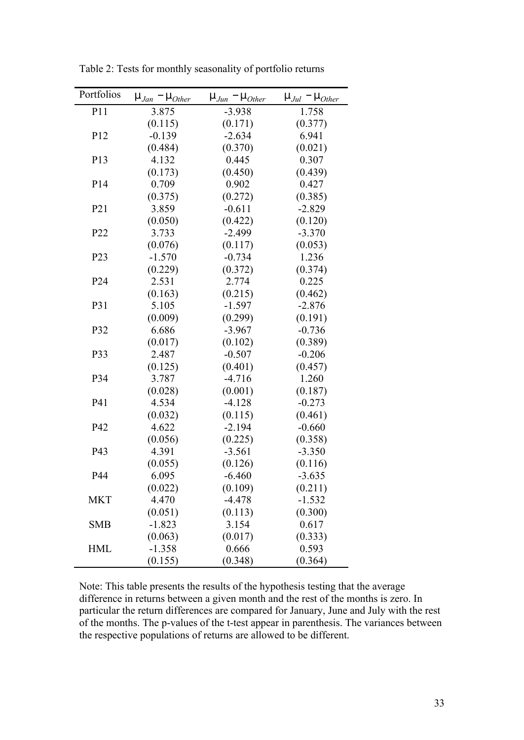Table 2: Tests for monthly seasonality of portfolio returns

| Portfolios | $\mu_{Jan} - \mu_{Other}$ | $\mu_{Jun} - \mu_{Other}$ | $\mu_{Jul} - \mu_{Other}$ |
|---|---|---|---|
| P11 | 3.875 | -3.938 | 1.758 |
| | (0.115) | (0.171) | (0.377) |
| P12 | -0.139 | -2.634 | 6.941 |
| | (0.484) | (0.370) | (0.021) |
| P13 | 4.132 | 0.445 | 0.307 |
| | (0.173) | (0.450) | (0.439) |
| P14 | 0.709 | 0.902 | 0.427 |
| | (0.375) | (0.272) | (0.385) |
| P21 | 3.859 | -0.611 | -2.829 |
| | (0.050) | (0.422) | (0.120) |
| P22 | 3.733 | -2.499 | -3.370 |
| | (0.076) | (0.117) | (0.053) |
| P23 | -1.570 | -0.734 | 1.236 |
| | (0.229) | (0.372) | (0.374) |
| P24 | 2.531 | 2.774 | 0.225 |
| | (0.163) | (0.215) | (0.462) |
| P31 | 5.105 | -1.597 | -2.876 |
| | (0.009) | (0.299) | (0.191) |
| P32 | 6.686 | -3.967 | -0.736 |
| | (0.017) | (0.102) | (0.389) |
| P33 | 2.487 | -0.507 | -0.206 |
| | (0.125) | (0.401) | (0.457) |
| P34 | 3.787 | -4.716 | 1.260 |
| | (0.028) | (0.001) | (0.187) |
| P41 | 4.534 | -4.128 | -0.273 |
| | (0.032) | (0.115) | (0.461) |
| P42 | 4.622 | -2.194 | -0.660 |
| | (0.056) | (0.225) | (0.358) |
| P43 | 4.391 | -3.561 | -3.350 |
| | (0.055) | (0.126) | (0.116) |
| P44 | 6.095 | -6.460 | -3.635 |
| | (0.022) | (0.109) | (0.211) |
| MKT | 4.470 | -4.478 | -1.532 |
| | (0.051) | (0.113) | (0.300) |
| SMB | -1.823 | 3.154 | 0.617 |
| | (0.063) | (0.017) | (0.333) |
| HML | -1.358 | 0.666 | 0.593 |
| | (0.155) | (0.348) | (0.364) |

Note: This table presents the results of the hypothesis testing that the average difference in returns between a given month and the rest of the months is zero. In particular the return differences are compared for January, June and July with the rest of the months. The p-values of the t-test appear in parenthesis. The variances between the respective populations of returns are allowed to be different.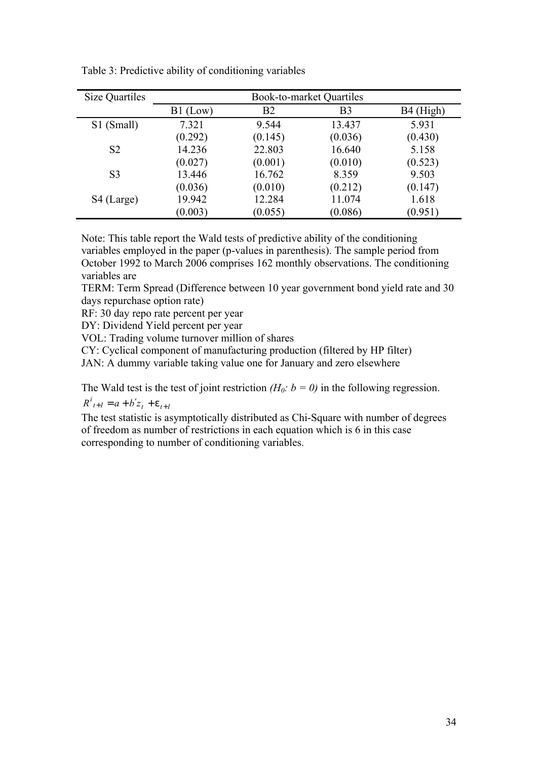Table 3: Predictive ability of conditioning variables

| Size Quartiles | Book-to-market Quartiles | | | |
|---|---|---|---|---|
| | B1 (Low) | B2 | B3 | B4 (High) |
| S1 (Small) | 7.321 | 9.544 | 13.437 | 5.931 |
| | (0.292) | (0.145) | (0.036) | (0.430) |
| S2 | 14.236 | 22.803 | 16.640 | 5.158 |
| | (0.027) | (0.001) | (0.010) | (0.523) |
| S3 | 13.446 | 16.762 | 8.359 | 9.503 |
| | (0.036) | (0.010) | (0.212) | (0.147) |
| S4 (Large) | 19.942 | 12.284 | 11.074 | 1.618 |
| | (0.003) | (0.055) | (0.086) | (0.951) |

Note: This table report the Wald tests of predictive ability of the conditioning variables employed in the paper (p-values in parenthesis). The sample period from October 1992 to March 2006 comprises 162 monthly observations. The conditioning variables are

TERM: Term Spread (Difference between 10 year government bond yield rate and 30 days repurchase option rate)

RF: 30 day repo rate percent per year

DY: Dividend Yield percent per year

VOL: Trading volume turnover million of shares

CY: Cyclical component of manufacturing production (filtered by HP filter)

JAN: A dummy variable taking value one for January and zero elsewhere

The Wald test is the test of joint restriction *($H_0$: $b = 0$)* in the following regression.

$$R^i_{t+1} = a + b' z_t + \varepsilon_{t+1}$$

The test statistic is asymptotically distributed as Chi-Square with number of degrees of freedom as number of restrictions in each equation which is 6 in this case corresponding to number of conditioning variables.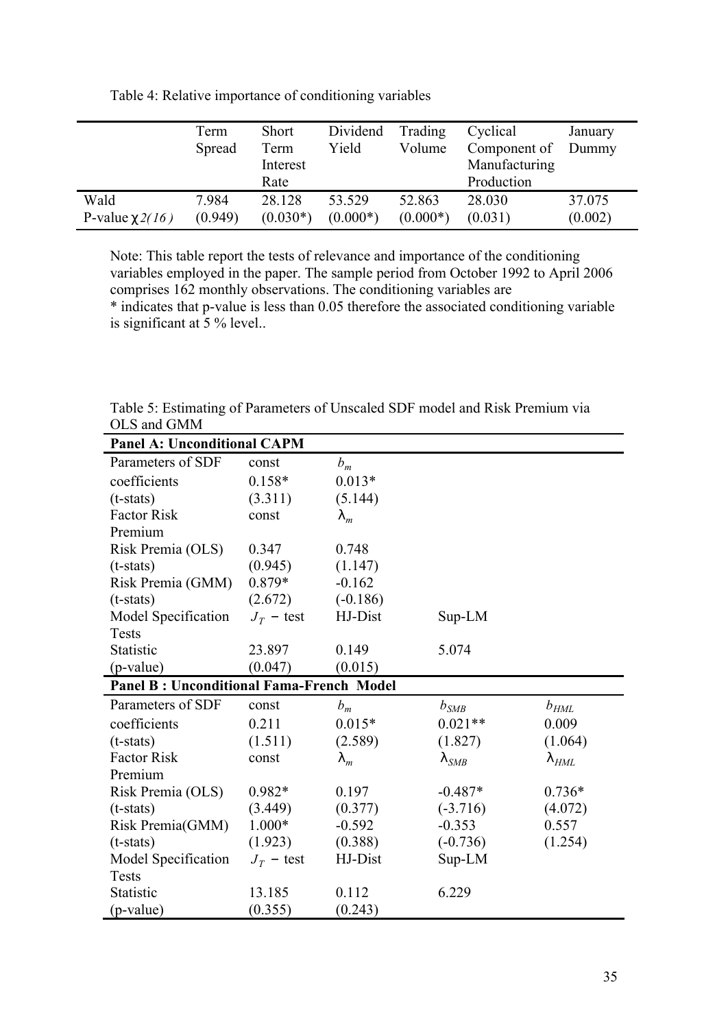Table 4: Relative importance of conditioning variables

| | Term Spread | Short Term Interest Rate | Dividend Yield | Trading Volume | Cyclical Component of Manufacturing Production | January Dummy |
|---|---|---|---|---|---|---|
| Wald | 7.984 | 28.128 | 53.529 | 52.863 | 28.030 | 37.075 |
| P-value $\chi 2(16)$ | (0.949) | (0.030*) | (0.000*) | (0.000*) | (0.031) | (0.002) |

Note: This table report the tests of relevance and importance of the conditioning variables employed in the paper. The sample period from October 1992 to April 2006 comprises 162 monthly observations. The conditioning variables are
* indicates that p-value is less than 0.05 therefore the associated conditioning variable is significant at 5 % level..

Table 5: Estimating of Parameters of Unscaled SDF model and Risk Premium via OLS and GMM

| **Panel A: Unconditional CAPM** | | | | |
|---|---|---|---|---|
| Parameters of SDF | const | $b_m$ | | |
| coefficients | 0.158* | 0.013* | | |
| (t-stats) | (3.311) | (5.144) | | |
| Factor Risk Premium | const | $\lambda_m$ | | |
| Risk Premia (OLS) | 0.347 | 0.748 | | |
| (t-stats) | (0.945) | (1.147) | | |
| Risk Premia (GMM) | 0.879* | -0.162 | | |
| (t-stats) | (2.672) | (-0.186) | | |
| Model Specification Tests | $J_T$ – test | HJ-Dist | Sup-LM | |
| Statistic | 23.897 | 0.149 | 5.074 | |
| (p-value) | (0.047) | (0.015) | | |
| **Panel B : Unconditional Fama-French Model** | | | | |
| Parameters of SDF | const | $b_m$ | $b_{SMB}$ | $b_{HML}$ |
| coefficients | 0.211 | 0.015* | 0.021** | 0.009 |
| (t-stats) | (1.511) | (2.589) | (1.827) | (1.064) |
| Factor Risk Premium | const | $\lambda_m$ | $\lambda_{SMB}$ | $\lambda_{HML}$ |
| Risk Premia (OLS) | 0.982* | 0.197 | -0.487* | 0.736* |
| (t-stats) | (3.449) | (0.377) | (-3.716) | (4.072) |
| Risk Premia(GMM) | 1.000* | -0.592 | -0.353 | 0.557 |
| (t-stats) | (1.923) | (0.388) | (-0.736) | (1.254) |
| Model Specification Tests | $J_T$ – test | HJ-Dist | Sup-LM | |
| Statistic | 13.185 | 0.112 | 6.229 | |
| (p-value) | (0.355) | (0.243) | | |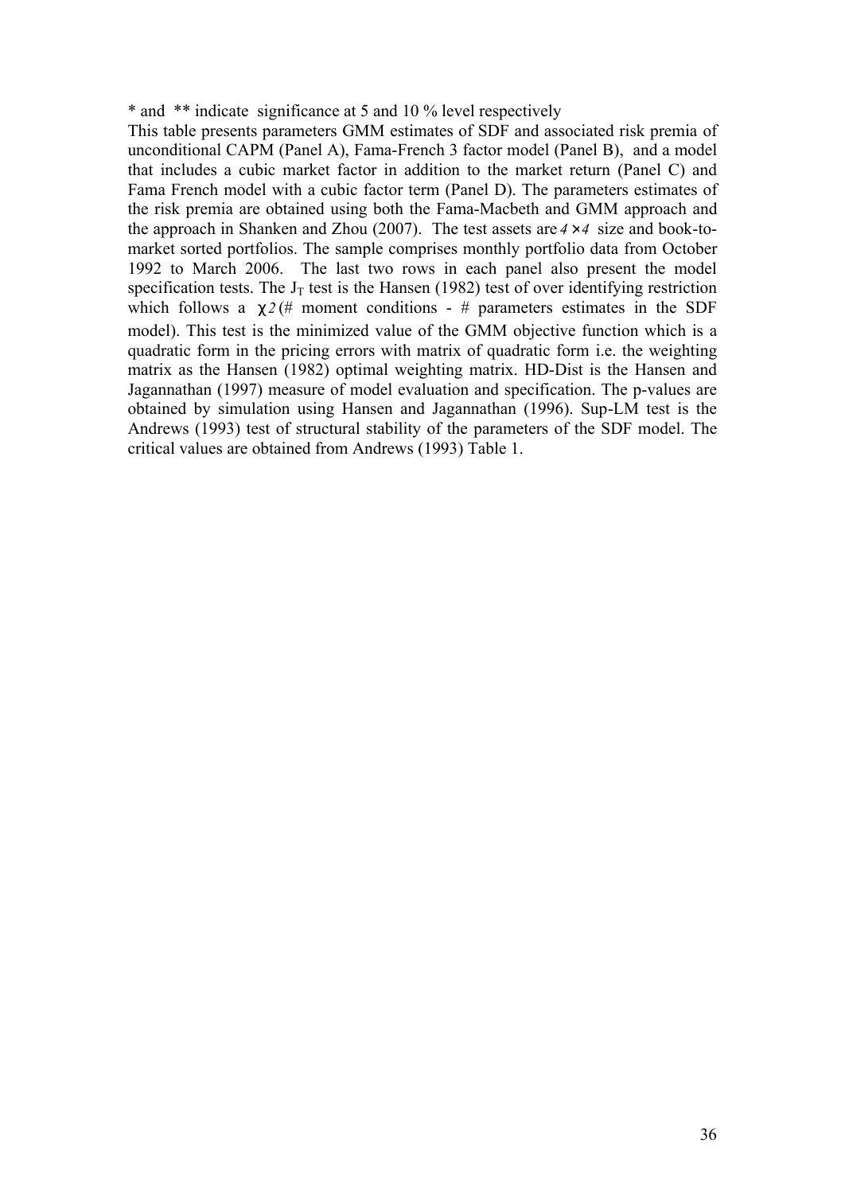* and ** indicate significance at 5 and 10 % level respectively

This table presents parameters GMM estimates of SDF and associated risk premia of unconditional CAPM (Panel A), Fama-French 3 factor model (Panel B), and a model that includes a cubic market factor in addition to the market return (Panel C) and Fama French model with a cubic factor term (Panel D). The parameters estimates of the risk premia are obtained using both the Fama-Macbeth and GMM approach and the approach in Shanken and Zhou (2007). The test assets are $4 \times 4$ size and book-to-market sorted portfolios. The sample comprises monthly portfolio data from October 1992 to March 2006. The last two rows in each panel also present the model specification tests. The $J_T$ test is the Hansen (1982) test of over identifying restriction which follows a $\chi 2$(# moment conditions - # parameters estimates in the SDF model). This test is the minimized value of the GMM objective function which is a quadratic form in the pricing errors with matrix of quadratic form i.e. the weighting matrix as the Hansen (1982) optimal weighting matrix. HD-Dist is the Hansen and Jagannathan (1997) measure of model evaluation and specification. The p-values are obtained by simulation using Hansen and Jagannathan (1996). Sup-LM test is the Andrews (1993) test of structural stability of the parameters of the SDF model. The critical values are obtained from Andrews (1993) Table 1.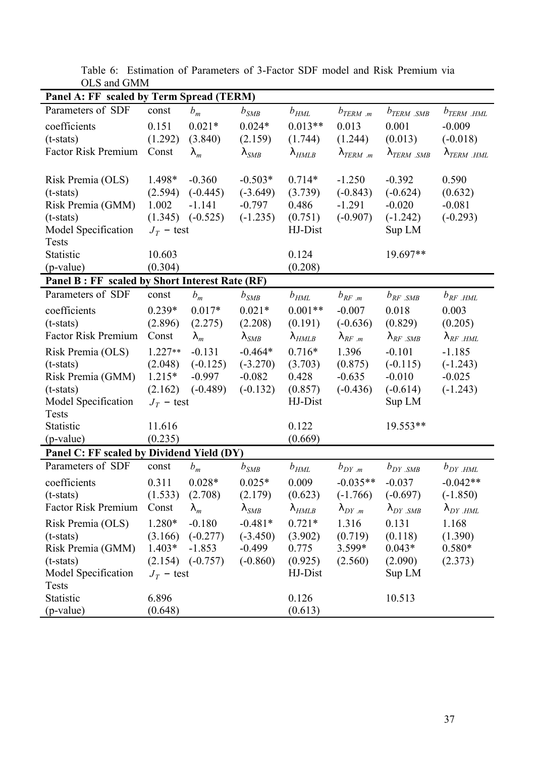Table 6: Estimation of Parameters of 3-Factor SDF model and Risk Premium via OLS and GMM

| **Panel A: FF scaled by Term Spread (TERM)** | | | | | | | |
|---|---|---|---|---|---|---|---|
| Parameters of SDF | const | $b_m$ | $b_{SMB}$ | $b_{HML}$ | $b_{TERM.m}$ | $b_{TERM.SMB}$ | $b_{TERM.HML}$ |
| coefficients | 0.151 | 0.021* | 0.024* | 0.013** | 0.013 | 0.001 | -0.009 |
| (t-stats) | (1.292) | (3.840) | (2.159) | (1.744) | (1.244) | (0.013) | (-0.018) |
| Factor Risk Premium | Const | $\lambda_m$ | $\lambda_{SMB}$ | $\lambda_{HMLB}$ | $\lambda_{TERM.m}$ | $\lambda_{TERM.SMB}$ | $\lambda_{TERM.HML}$ |
| Risk Premia (OLS) | 1.498* | -0.360 | -0.503* | 0.714* | -1.250 | -0.392 | 0.590 |
| (t-stats) | (2.594) | (-0.445) | (-3.649) | (3.739) | (-0.843) | (-0.624) | (0.632) |
| Risk Premia (GMM) | 1.002 | -1.141 | -0.797 | 0.486 | -1.291 | -0.020 | -0.081 |
| (t-stats) | (1.345) | (-0.525) | (-1.235) | (0.751) | (-0.907) | (-1.242) | (-0.293) |
| Model Specification Tests | $J_T$ − test | | | HJ-Dist | | Sup LM | |
| Statistic | 10.603 | | | 0.124 | | 19.697** | |
| (p-value) | (0.304) | | | (0.208) | | | |
| **Panel B : FF scaled by Short Interest Rate (RF)** | | | | | | | |
| Parameters of SDF | const | $b_m$ | $b_{SMB}$ | $b_{HML}$ | $b_{RF.m}$ | $b_{RF.SMB}$ | $b_{RF.HML}$ |
| coefficients | 0.239* | 0.017* | 0.021* | 0.001** | -0.007 | 0.018 | 0.003 |
| (t-stats) | (2.896) | (2.275) | (2.208) | (0.191) | (-0.636) | (0.829) | (0.205) |
| Factor Risk Premium | Const | $\lambda_m$ | $\lambda_{SMB}$ | $\lambda_{HMLB}$ | $\lambda_{RF.m}$ | $\lambda_{RF.SMB}$ | $\lambda_{RF.HML}$ |
| Risk Premia (OLS) | 1.227** | -0.131 | -0.464* | 0.716* | 1.396 | -0.101 | -1.185 |
| (t-stats) | (2.048) | (-0.125) | (-3.270) | (3.703) | (0.875) | (-0.115) | (-1.243) |
| Risk Premia (GMM) | 1.215* | -0.997 | -0.082 | 0.428 | -0.635 | -0.010 | -0.025 |
| (t-stats) | (2.162) | (-0.489) | (-0.132) | (0.857) | (-0.436) | (-0.614) | (-1.243) |
| Model Specification Tests | $J_T$ − test | | | HJ-Dist | | Sup LM | |
| Statistic | 11.616 | | | 0.122 | | 19.553** | |
| (p-value) | (0.235) | | | (0.669) | | | |
| **Panel C: FF scaled by Dividend Yield (DY)** | | | | | | | |
| Parameters of SDF | const | $b_m$ | $b_{SMB}$ | $b_{HML}$ | $b_{DY.m}$ | $b_{DY.SMB}$ | $b_{DY.HML}$ |
| coefficients | 0.311 | 0.028* | 0.025* | 0.009 | -0.035** | -0.037 | -0.042** |
| (t-stats) | (1.533) | (2.708) | (2.179) | (0.623) | (-1.766) | (-0.697) | (-1.850) |
| Factor Risk Premium | Const | $\lambda_m$ | $\lambda_{SMB}$ | $\lambda_{HMLB}$ | $\lambda_{DY.m}$ | $\lambda_{DY.SMB}$ | $\lambda_{DY.HML}$ |
| Risk Premia (OLS) | 1.280* | -0.180 | -0.481* | 0.721* | 1.316 | 0.131 | 1.168 |
| (t-stats) | (3.166) | (-0.277) | (-3.450) | (3.902) | (0.719) | (0.118) | (1.390) |
| Risk Premia (GMM) | 1.403* | -1.853 | -0.499 | 0.775 | 3.599* | 0.043* | 0.580* |
| (t-stats) | (2.154) | (-0.757) | (-0.860) | (0.925) | (2.560) | (2.090) | (2.373) |
| Model Specification Tests | $J_T$ − test | | | HJ-Dist | | Sup LM | |
| Statistic | 6.896 | | | 0.126 | | 10.513 | |
| (p-value) | (0.648) | | | (0.613) | | | |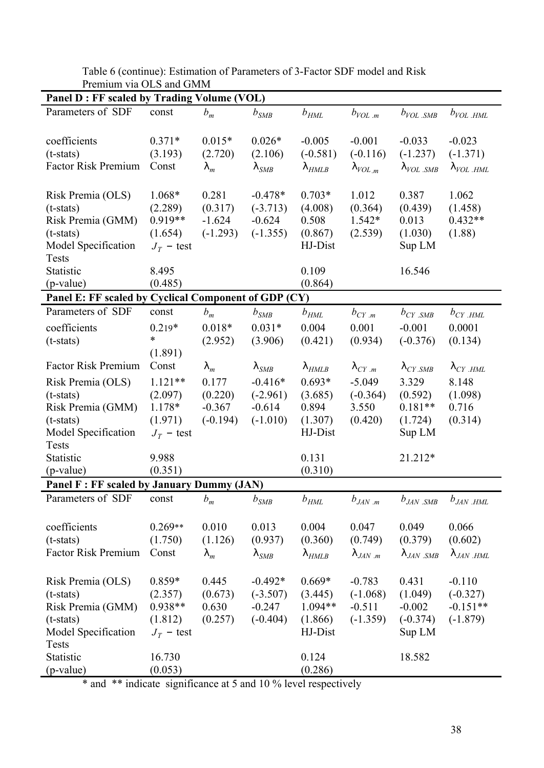Table 6 (continue): Estimation of Parameters of 3-Factor SDF model and Risk Premium via OLS and GMM

| **Panel D : FF scaled by Trading Volume (VOL)** | | | | | | | |
|---|---|---|---|---|---|---|---|
| Parameters of SDF | const | $b_m$ | $b_{SMB}$ | $b_{HML}$ | $b_{VOL.m}$ | $b_{VOL.SMB}$ | $b_{VOL.HML}$ |
| coefficients | 0.371* | 0.015* | 0.026* | -0.005 | -0.001 | -0.033 | -0.023 |
| (t-stats) | (3.193) | (2.720) | (2.106) | (-0.581) | (-0.116) | (-1.237) | (-1.371) |
| Factor Risk Premium | Const | $\lambda_m$ | $\lambda_{SMB}$ | $\lambda_{HMLB}$ | $\lambda_{VOL.m}$ | $\lambda_{VOL.SMB}$ | $\lambda_{VOL.HML}$ |
| Risk Premia (OLS) | 1.068* | 0.281 | -0.478* | 0.703* | 1.012 | 0.387 | 1.062 |
| (t-stats) | (2.289) | (0.317) | (-3.713) | (4.008) | (0.364) | (0.439) | (1.458) |
| Risk Premia (GMM) | 0.919** | -1.624 | -0.624 | 0.508 | 1.542* | 0.013 | 0.432** |
| (t-stats) | (1.654) | (-1.293) | (-1.355) | (0.867) | (2.539) | (1.030) | (1.88) |
| Model Specification Tests | $J_T$ − test | | | HJ-Dist | | Sup LM | |
| Statistic | 8.495 | | | 0.109 | | 16.546 | |
| (p-value) | (0.485) | | | (0.864) | | | |
| **Panel E: FF scaled by Cyclical Component of GDP (CY)** | | | | | | | |
| Parameters of SDF | const | $b_m$ | $b_{SMB}$ | $b_{HML}$ | $b_{CY.m}$ | $b_{CY.SMB}$ | $b_{CY.HML}$ |
| coefficients | 0.219** | 0.018* | 0.031* | 0.004 | 0.001 | -0.001 | 0.0001 |
| (t-stats) | (1.891) | (2.952) | (3.906) | (0.421) | (0.934) | (-0.376) | (0.134) |
| Factor Risk Premium | Const | $\lambda_m$ | $\lambda_{SMB}$ | $\lambda_{HMLB}$ | $\lambda_{CY.m}$ | $\lambda_{CY.SMB}$ | $\lambda_{CY.HML}$ |
| Risk Premia (OLS) | 1.121** | 0.177 | -0.416* | 0.693* | -5.049 | 3.329 | 8.148 |
| (t-stats) | (2.097) | (0.220) | (-2.961) | (3.685) | (-0.364) | (0.592) | (1.098) |
| Risk Premia (GMM) | 1.178* | -0.367 | -0.614 | 0.894 | 3.550 | 0.181** | 0.716 |
| (t-stats) | (1.971) | (-0.194) | (-1.010) | (1.307) | (0.420) | (1.724) | (0.314) |
| Model Specification Tests | $J_T$ − test | | | HJ-Dist | | Sup LM | |
| Statistic | 9.988 | | | 0.131 | | 21.212* | |
| (p-value) | (0.351) | | | (0.310) | | | |
| **Panel F : FF scaled by January Dummy (JAN)** | | | | | | | |
| Parameters of SDF | const | $b_m$ | $b_{SMB}$ | $b_{HML}$ | $b_{JAN.m}$ | $b_{JAN.SMB}$ | $b_{JAN.HML}$ |
| coefficients | 0.269** | 0.010 | 0.013 | 0.004 | 0.047 | 0.049 | 0.066 |
| (t-stats) | (1.750) | (1.126) | (0.937) | (0.360) | (0.749) | (0.379) | (0.602) |
| Factor Risk Premium | Const | $\lambda_m$ | $\lambda_{SMB}$ | $\lambda_{HMLB}$ | $\lambda_{JAN.m}$ | $\lambda_{JAN.SMB}$ | $\lambda_{JAN.HML}$ |
| Risk Premia (OLS) | 0.859* | 0.445 | -0.492* | 0.669* | -0.783 | 0.431 | -0.110 |
| (t-stats) | (2.357) | (0.673) | (-3.507) | (3.445) | (-1.068) | (1.049) | (-0.327) |
| Risk Premia (GMM) | 0.938** | 0.630 | -0.247 | 1.094** | -0.511 | -0.002 | -0.151** |
| (t-stats) | (1.812) | (0.257) | (-0.404) | (1.866) | (-1.359) | (-0.374) | (-1.879) |
| Model Specification Tests | $J_T$ − test | | | HJ-Dist | | Sup LM | |
| Statistic | 16.730 | | | 0.124 | | 18.582 | |
| (p-value) | (0.053) | | | (0.286) | | | |

* and ** indicate significance at 5 and 10 % level respectively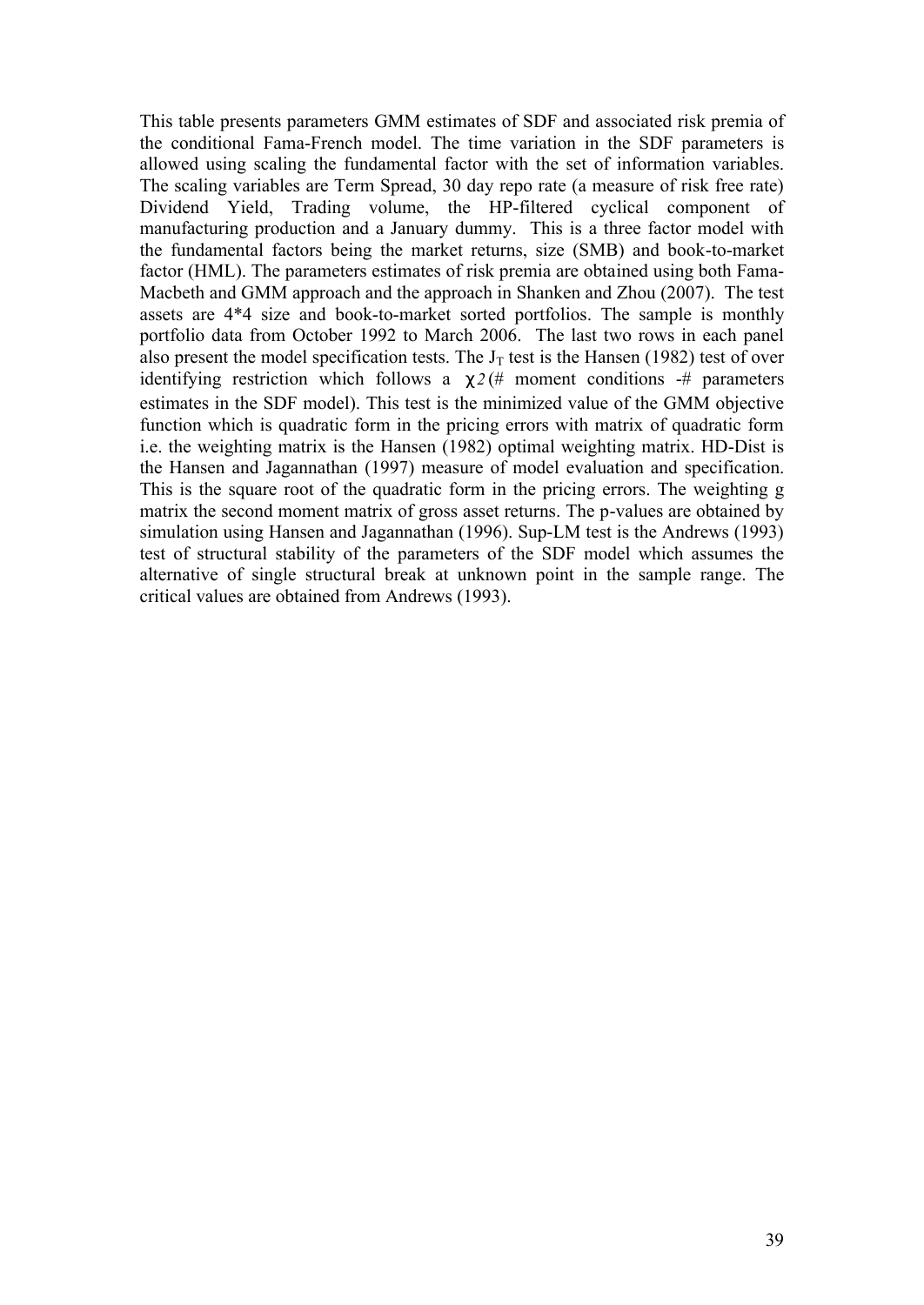This table presents parameters GMM estimates of SDF and associated risk premia of the conditional Fama-French model. The time variation in the SDF parameters is allowed using scaling the fundamental factor with the set of information variables. The scaling variables are Term Spread, 30 day repo rate (a measure of risk free rate) Dividend Yield, Trading volume, the HP-filtered cyclical component of manufacturing production and a January dummy. This is a three factor model with the fundamental factors being the market returns, size (SMB) and book-to-market factor (HML). The parameters estimates of risk premia are obtained using both Fama-Macbeth and GMM approach and the approach in Shanken and Zhou (2007). The test assets are 4*4 size and book-to-market sorted portfolios. The sample is monthly portfolio data from October 1992 to March 2006. The last two rows in each panel also present the model specification tests. The $J_T$ test is the Hansen (1982) test of over identifying restriction which follows a $\chi 2$(# moment conditions -# parameters estimates in the SDF model). This test is the minimized value of the GMM objective function which is quadratic form in the pricing errors with matrix of quadratic form i.e. the weighting matrix is the Hansen (1982) optimal weighting matrix. HD-Dist is the Hansen and Jagannathan (1997) measure of model evaluation and specification. This is the square root of the quadratic form in the pricing errors. The weighting g matrix the second moment matrix of gross asset returns. The p-values are obtained by simulation using Hansen and Jagannathan (1996). Sup-LM test is the Andrews (1993) test of structural stability of the parameters of the SDF model which assumes the alternative of single structural break at unknown point in the sample range. The critical values are obtained from Andrews (1993).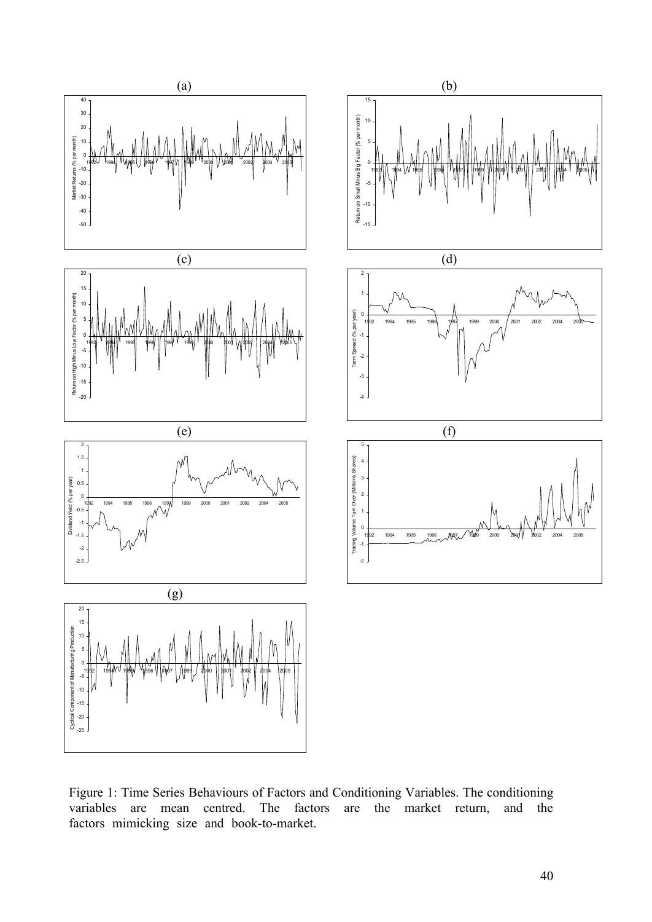Figure 1: Time Series Behaviours of Factors and Conditioning Variables. The conditioning variables are mean centred. The factors are the market return, and the factors mimicking size and book-to-market.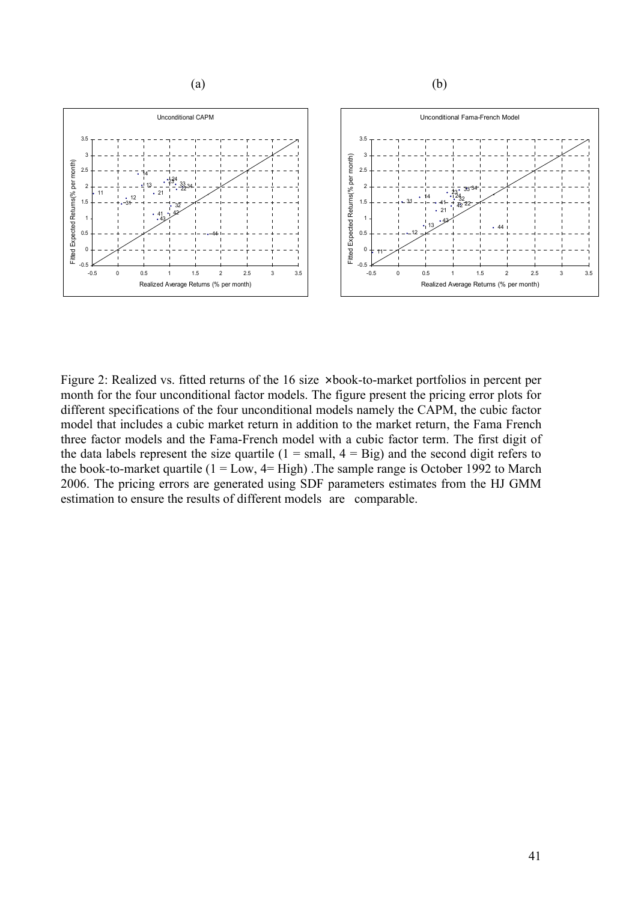(a) (b)

Figure 2: Realized vs. fitted returns of the 16 size × book-to-market portfolios in percent per month for the four unconditional factor models. The figure present the pricing error plots for different specifications of the four unconditional models namely the CAPM, the cubic factor model that includes a cubic market return in addition to the market return, the Fama French three factor models and the Fama-French model with a cubic factor term. The first digit of the data labels represent the size quartile (1 = small, 4 = Big) and the second digit refers to the book-to-market quartile (1 = Low, 4= High) .The sample range is October 1992 to March 2006. The pricing errors are generated using SDF parameters estimates from the HJ GMM estimation to ensure the results of different models are comparable.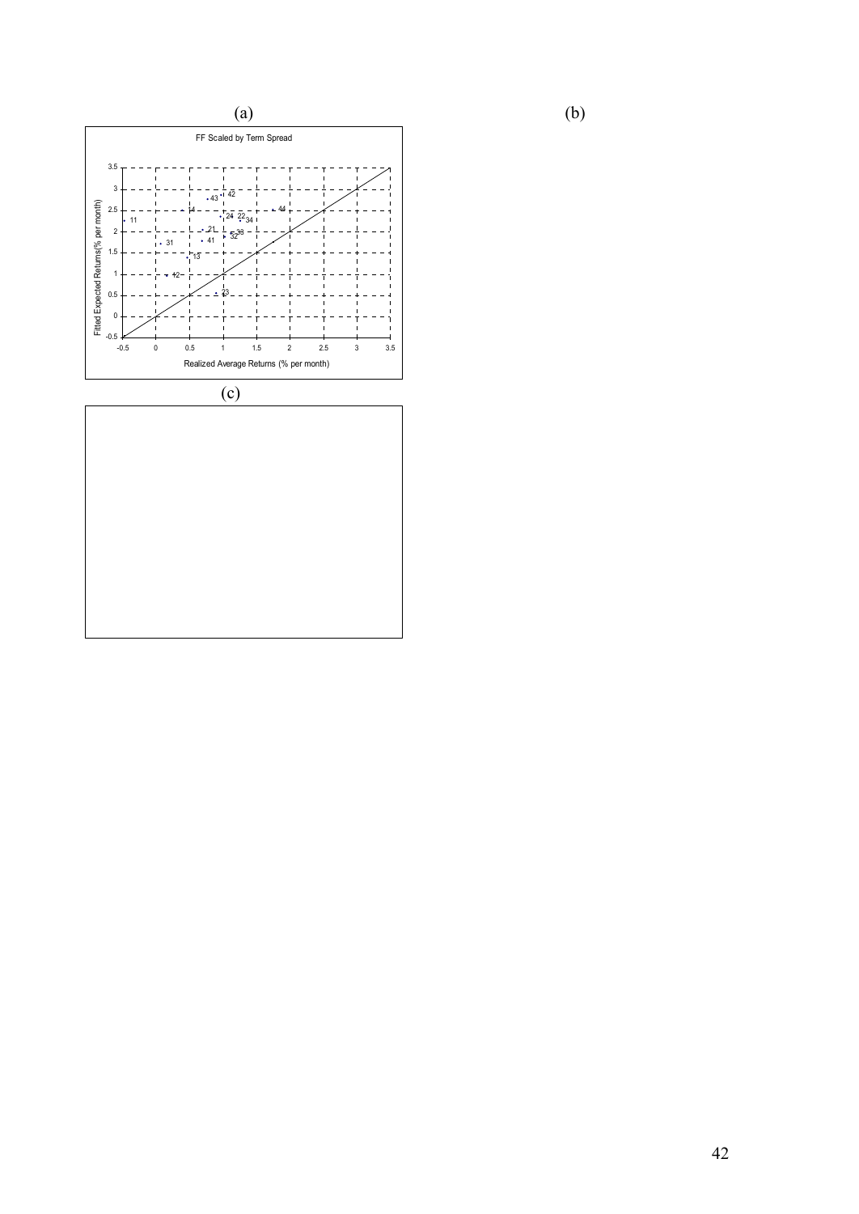(a)

(b)

FF Scaled by Term Spread

Fitted Expected Returns(% per month)

Realized Average Returns (% per month)

(c)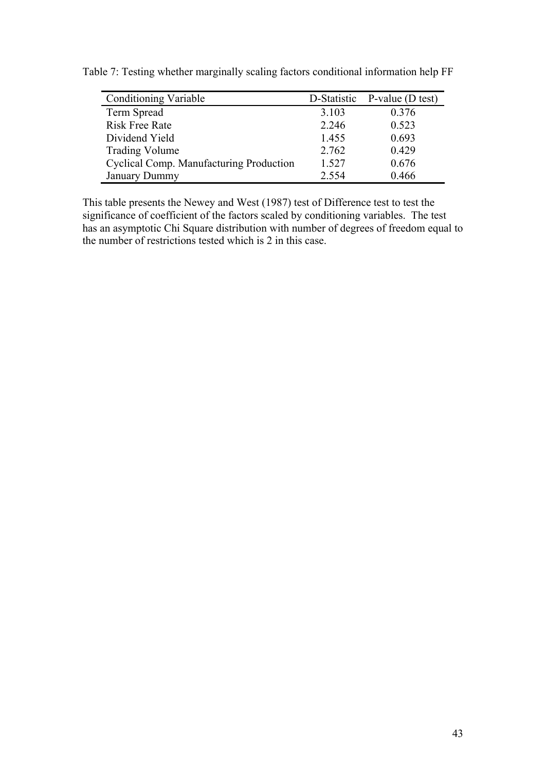Table 7: Testing whether marginally scaling factors conditional information help FF

| Conditioning Variable | D-Statistic | P-value (D test) |
|---|---|---|
| Term Spread | 3.103 | 0.376 |
| Risk Free Rate | 2.246 | 0.523 |
| Dividend Yield | 1.455 | 0.693 |
| Trading Volume | 2.762 | 0.429 |
| Cyclical Comp. Manufacturing Production | 1.527 | 0.676 |
| January Dummy | 2.554 | 0.466 |

This table presents the Newey and West (1987) test of Difference test to test the significance of coefficient of the factors scaled by conditioning variables. The test has an asymptotic Chi Square distribution with number of degrees of freedom equal to the number of restrictions tested which is 2 in this case.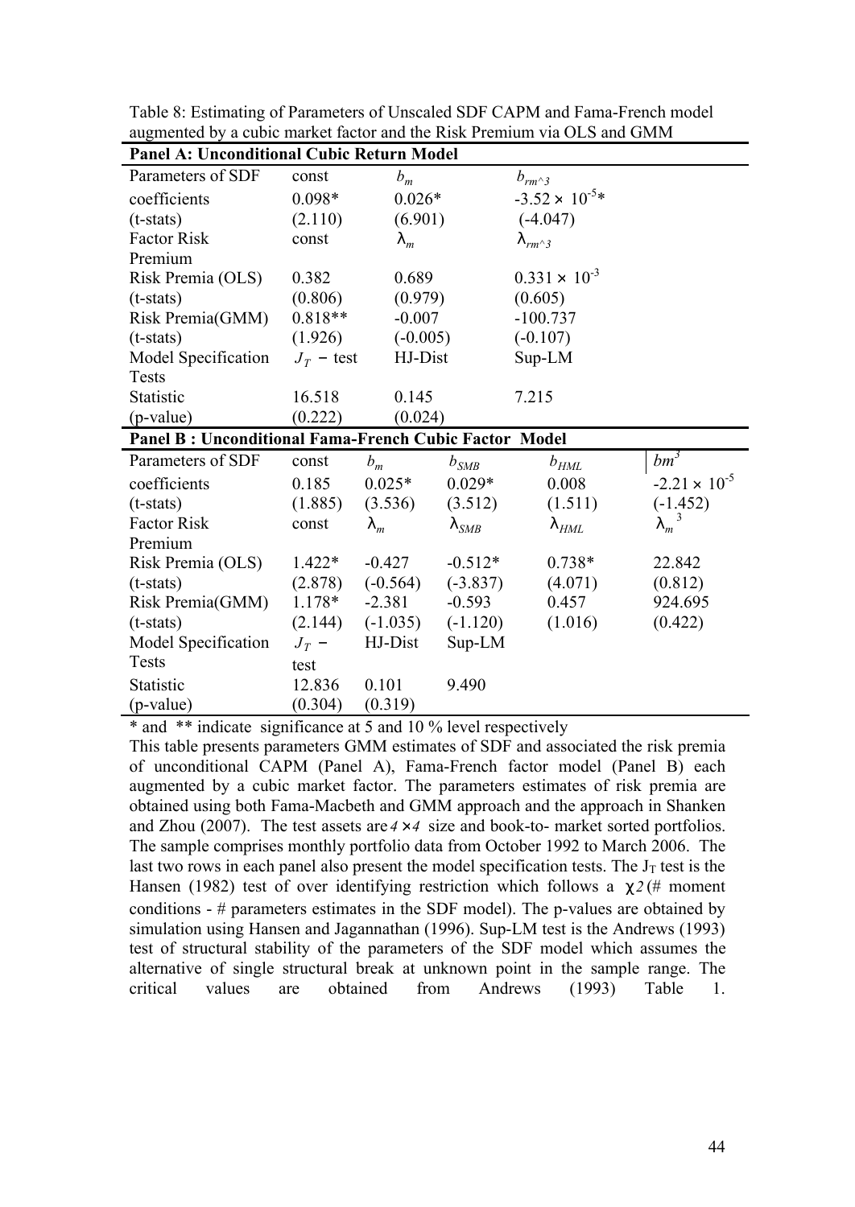Table 8: Estimating of Parameters of Unscaled SDF CAPM and Fama-French model augmented by a cubic market factor and the Risk Premium via OLS and GMM

| **Panel A: Unconditional Cubic Return Model** | | | |
|---|---|---|---|
| Parameters of SDF | const | $b_m$ | $b_{rm^\wedge 3}$ |
| coefficients | 0.098* | 0.026* | $-3.52 \times 10^{-5}$* |
| (t-stats) | (2.110) | (6.901) | (-4.047) |
| Factor Risk Premium | const | $\lambda_m$ | $\lambda_{rm^\wedge 3}$ |
| Risk Premia (OLS) | 0.382 | 0.689 | $0.331 \times 10^{-3}$ |
| (t-stats) | (0.806) | (0.979) | (0.605) |
| Risk Premia(GMM) | 0.818** | -0.007 | -100.737 |
| (t-stats) | (1.926) | (-0.005) | (-0.107) |
| Model Specification Tests | $J_T$ – test | HJ-Dist | Sup-LM |
| Statistic | 16.518 | 0.145 | 7.215 |
| (p-value) | (0.222) | (0.024) | |

| **Panel B : Unconditional Fama-French Cubic Factor Model** | | | | | |
|---|---|---|---|---|---|
| Parameters of SDF | const | $b_m$ | $b_{SMB}$ | $b_{HML}$ | $bm^3$ |
| coefficients | 0.185 | 0.025* | 0.029* | 0.008 | $-2.21 \times 10^{-5}$ |
| (t-stats) | (1.885) | (3.536) | (3.512) | (1.511) | (-1.452) |
| Factor Risk Premium | const | $\lambda_m$ | $\lambda_{SMB}$ | $\lambda_{HML}$ | $\lambda_m{}^3$ |
| Risk Premia (OLS) | 1.422* | -0.427 | -0.512* | 0.738* | 22.842 |
| (t-stats) | (2.878) | (-0.564) | (-3.837) | (4.071) | (0.812) |
| Risk Premia(GMM) | 1.178* | -2.381 | -0.593 | 0.457 | 924.695 |
| (t-stats) | (2.144) | (-1.035) | (-1.120) | (1.016) | (0.422) |
| Model Specification Tests | $J_T$ – test | HJ-Dist | Sup-LM | | |
| Statistic | 12.836 | 0.101 | 9.490 | | |
| (p-value) | (0.304) | (0.319) | | | |

\* and ** indicate significance at 5 and 10 % level respectively

This table presents parameters GMM estimates of SDF and associated the risk premia of unconditional CAPM (Panel A), Fama-French factor model (Panel B) each augmented by a cubic market factor. The parameters estimates of risk premia are obtained using both Fama-Macbeth and GMM approach and the approach in Shanken and Zhou (2007). The test assets are $4 \times 4$ size and book-to- market sorted portfolios. The sample comprises monthly portfolio data from October 1992 to March 2006. The last two rows in each panel also present the model specification tests. The $J_T$ test is the Hansen (1982) test of over identifying restriction which follows a $\chi 2$(# moment conditions - # parameters estimates in the SDF model). The p-values are obtained by simulation using Hansen and Jagannathan (1996). Sup-LM test is the Andrews (1993) test of structural stability of the parameters of the SDF model which assumes the alternative of single structural break at unknown point in the sample range. The critical values are obtained from Andrews (1993) Table 1.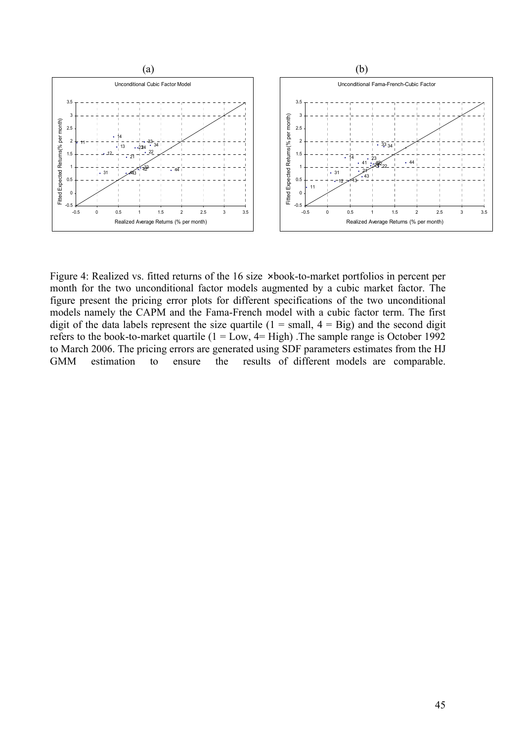Figure 4: Realized vs. fitted returns of the 16 size ×book-to-market portfolios in percent per month for the two unconditional factor models augmented by a cubic market factor. The figure present the pricing error plots for different specifications of the two unconditional models namely the CAPM and the Fama-French model with a cubic factor term. The first digit of the data labels represent the size quartile (1 = small, 4 = Big) and the second digit refers to the book-to-market quartile (1 = Low, 4= High) .The sample range is October 1992 to March 2006. The pricing errors are generated using SDF parameters estimates from the HJ GMM estimation to ensure the results of different models are comparable.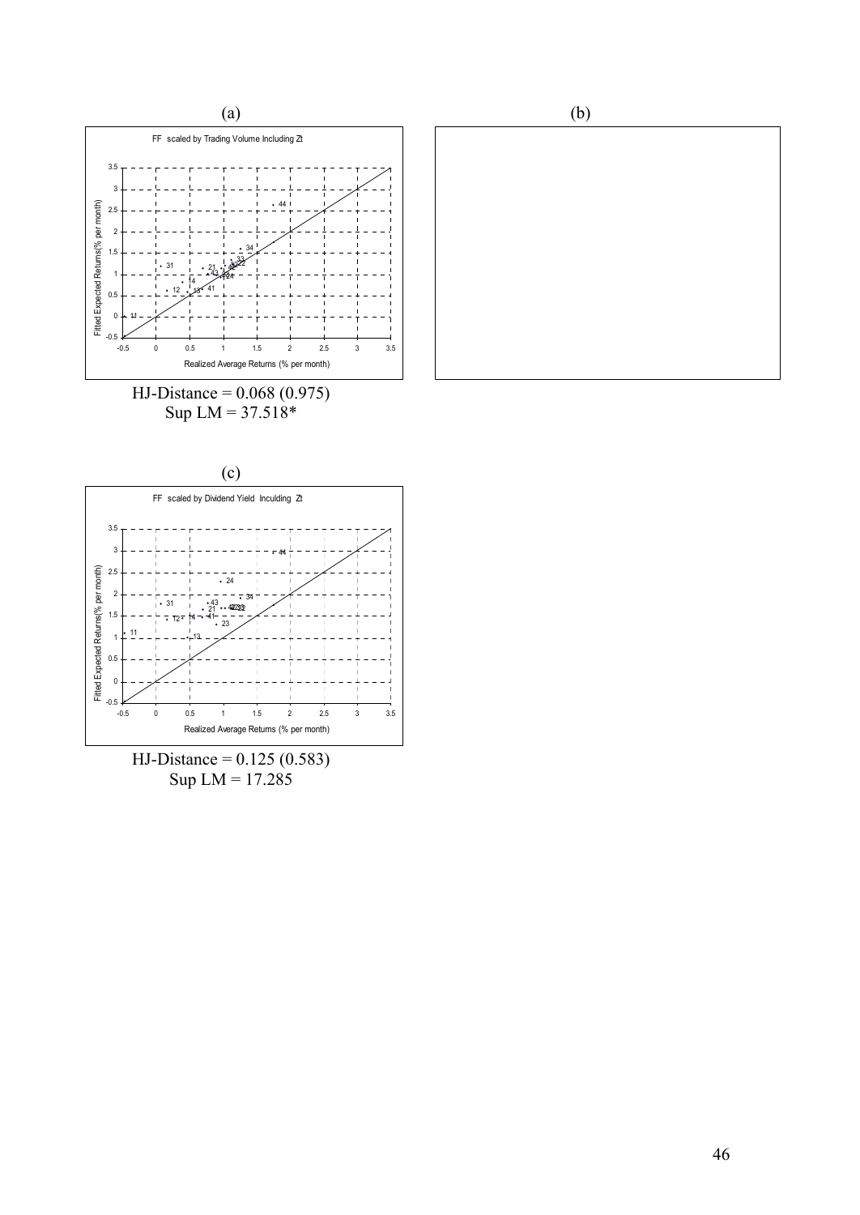(a)

(b)

HJ-Distance = 0.068 (0.975)
Sup LM = 37.518*

(c)

HJ-Distance = 0.125 (0.583)
Sup LM = 17.285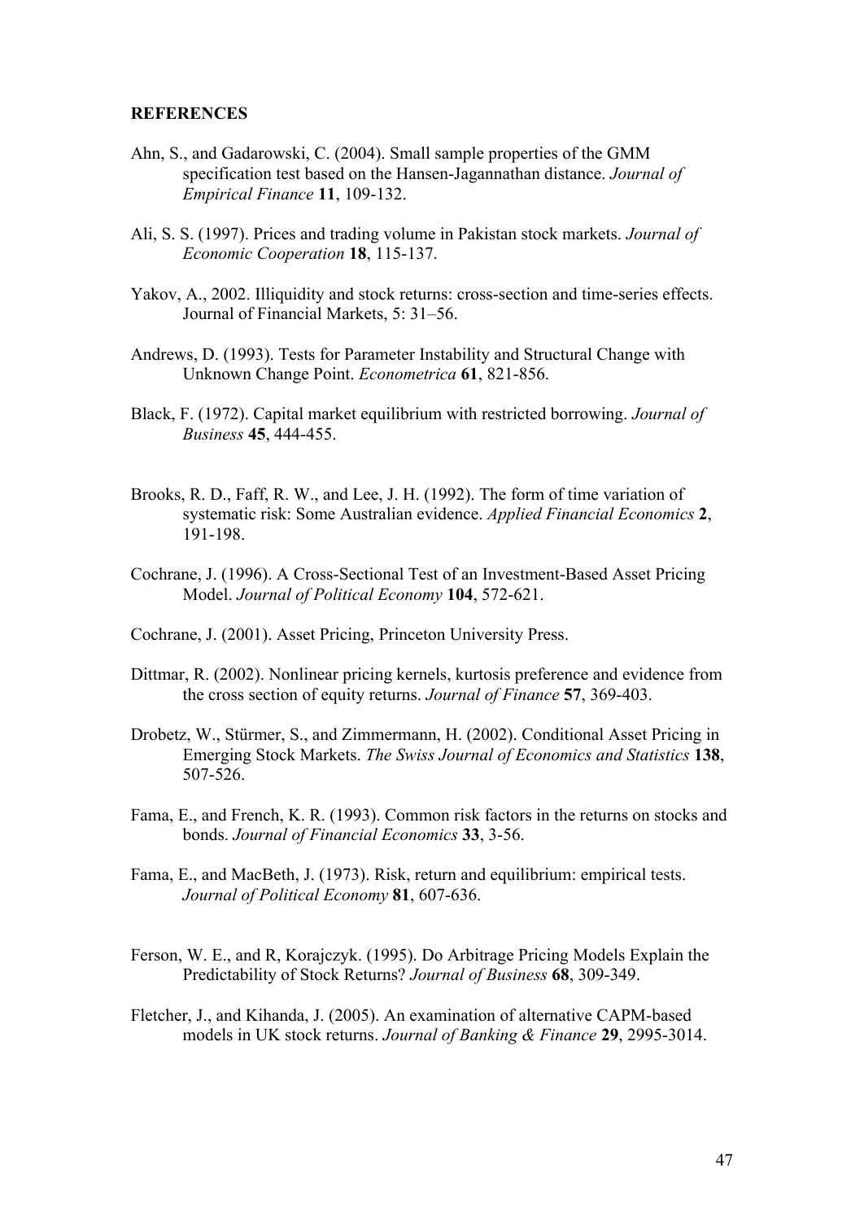**REFERENCES**

Ahn, S., and Gadarowski, C. (2004). Small sample properties of the GMM specification test based on the Hansen-Jagannathan distance. *Journal of Empirical Finance* **11**, 109-132.

Ali, S. S. (1997). Prices and trading volume in Pakistan stock markets. *Journal of Economic Cooperation* **18**, 115-137.

Yakov, A., 2002. Illiquidity and stock returns: cross-section and time-series effects. Journal of Financial Markets, 5: 31–56.

Andrews, D. (1993). Tests for Parameter Instability and Structural Change with Unknown Change Point. *Econometrica* **61**, 821-856.

Black, F. (1972). Capital market equilibrium with restricted borrowing. *Journal of Business* **45**, 444-455.

Brooks, R. D., Faff, R. W., and Lee, J. H. (1992). The form of time variation of systematic risk: Some Australian evidence. *Applied Financial Economics* **2**, 191-198.

Cochrane, J. (1996). A Cross-Sectional Test of an Investment-Based Asset Pricing Model. *Journal of Political Economy* **104**, 572-621.

Cochrane, J. (2001). Asset Pricing, Princeton University Press.

Dittmar, R. (2002). Nonlinear pricing kernels, kurtosis preference and evidence from the cross section of equity returns. *Journal of Finance* **57**, 369-403.

Drobetz, W., Stürmer, S., and Zimmermann, H. (2002). Conditional Asset Pricing in Emerging Stock Markets. *The Swiss Journal of Economics and Statistics* **138**, 507-526.

Fama, E., and French, K. R. (1993). Common risk factors in the returns on stocks and bonds. *Journal of Financial Economics* **33**, 3-56.

Fama, E., and MacBeth, J. (1973). Risk, return and equilibrium: empirical tests. *Journal of Political Economy* **81**, 607-636.

Ferson, W. E., and R, Korajczyk. (1995). Do Arbitrage Pricing Models Explain the Predictability of Stock Returns? *Journal of Business* **68**, 309-349.

Fletcher, J., and Kihanda, J. (2005). An examination of alternative CAPM-based models in UK stock returns. *Journal of Banking & Finance* **29**, 2995-3014.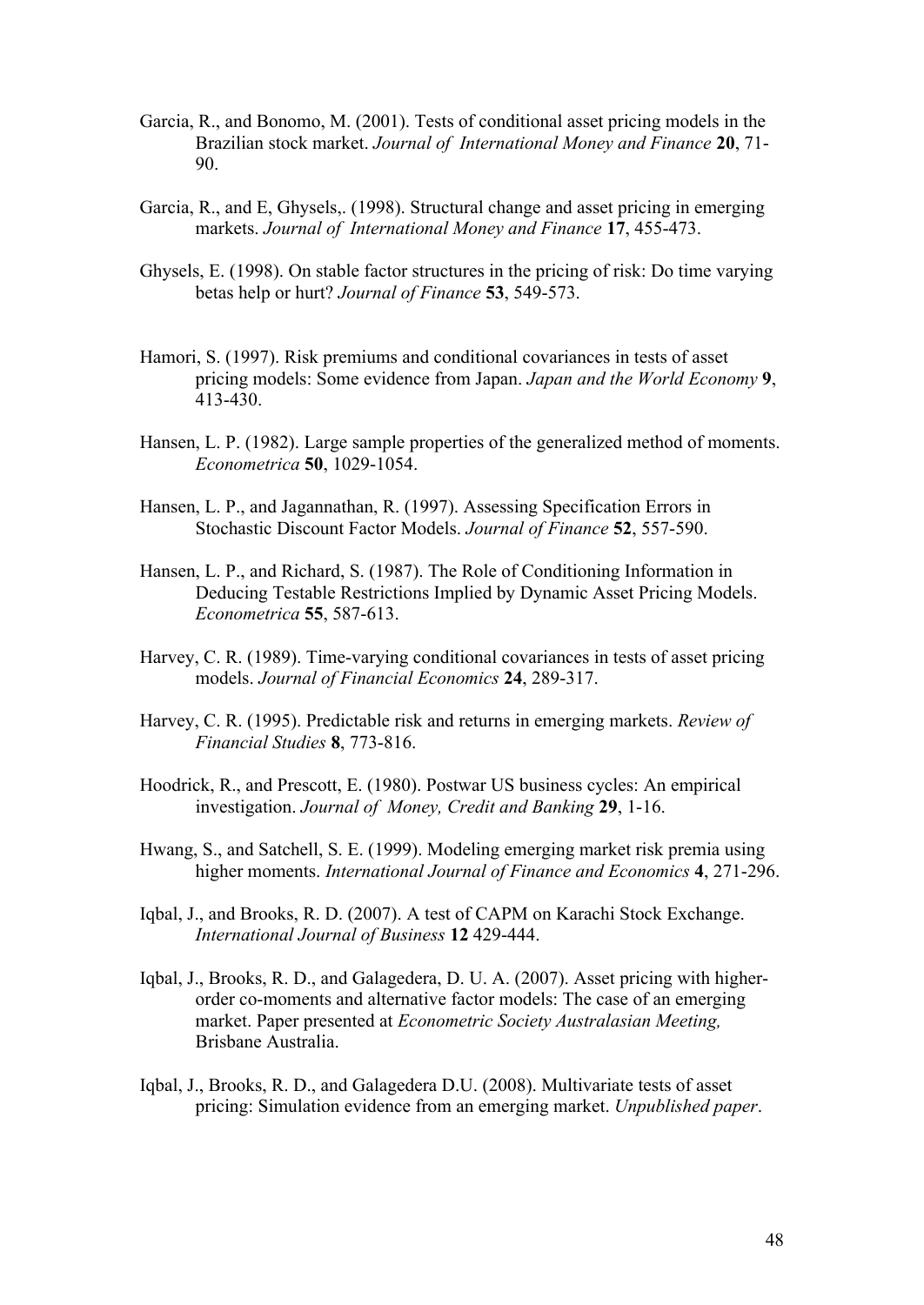Garcia, R., and Bonomo, M. (2001). Tests of conditional asset pricing models in the Brazilian stock market. *Journal of International Money and Finance* **20**, 71-90.

Garcia, R., and E, Ghysels,. (1998). Structural change and asset pricing in emerging markets. *Journal of International Money and Finance* **17**, 455-473.

Ghysels, E. (1998). On stable factor structures in the pricing of risk: Do time varying betas help or hurt? *Journal of Finance* **53**, 549-573.

Hamori, S. (1997). Risk premiums and conditional covariances in tests of asset pricing models: Some evidence from Japan. *Japan and the World Economy* **9**, 413-430.

Hansen, L. P. (1982). Large sample properties of the generalized method of moments. *Econometrica* **50**, 1029-1054.

Hansen, L. P., and Jagannathan, R. (1997). Assessing Specification Errors in Stochastic Discount Factor Models. *Journal of Finance* **52**, 557-590.

Hansen, L. P., and Richard, S. (1987). The Role of Conditioning Information in Deducing Testable Restrictions Implied by Dynamic Asset Pricing Models. *Econometrica* **55**, 587-613.

Harvey, C. R. (1989). Time-varying conditional covariances in tests of asset pricing models. *Journal of Financial Economics* **24**, 289-317.

Harvey, C. R. (1995). Predictable risk and returns in emerging markets. *Review of Financial Studies* **8**, 773-816.

Hoodrick, R., and Prescott, E. (1980). Postwar US business cycles: An empirical investigation. *Journal of Money, Credit and Banking* **29**, 1-16.

Hwang, S., and Satchell, S. E. (1999). Modeling emerging market risk premia using higher moments. *International Journal of Finance and Economics* **4**, 271-296.

Iqbal, J., and Brooks, R. D. (2007). A test of CAPM on Karachi Stock Exchange. *International Journal of Business* **12** 429-444.

Iqbal, J., Brooks, R. D., and Galagedera, D. U. A. (2007). Asset pricing with higher-order co-moments and alternative factor models: The case of an emerging market. Paper presented at *Econometric Society Australasian Meeting,* Brisbane Australia.

Iqbal, J., Brooks, R. D., and Galagedera D.U. (2008). Multivariate tests of asset pricing: Simulation evidence from an emerging market. *Unpublished paper*.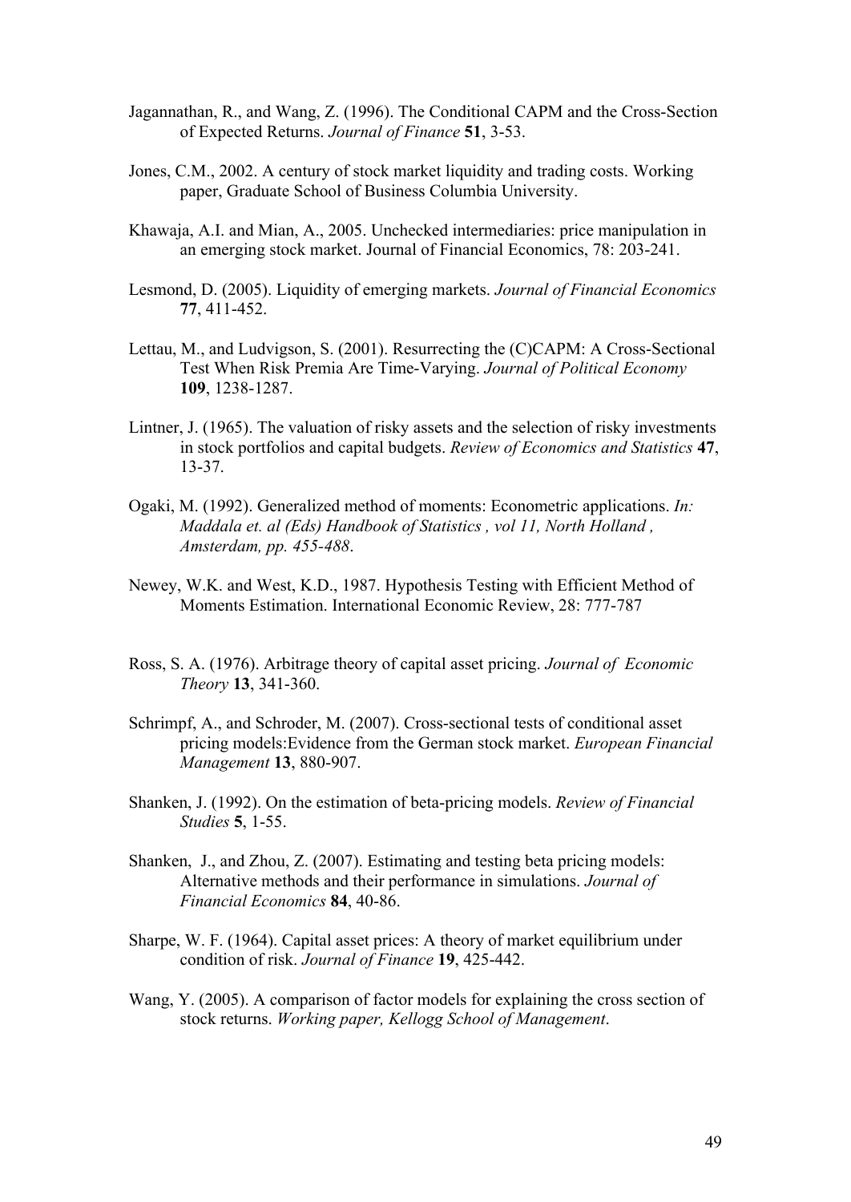Jagannathan, R., and Wang, Z. (1996). The Conditional CAPM and the Cross-Section of Expected Returns. *Journal of Finance* **51**, 3-53.

Jones, C.M., 2002. A century of stock market liquidity and trading costs. Working paper, Graduate School of Business Columbia University.

Khawaja, A.I. and Mian, A., 2005. Unchecked intermediaries: price manipulation in an emerging stock market. Journal of Financial Economics, 78: 203-241.

Lesmond, D. (2005). Liquidity of emerging markets. *Journal of Financial Economics* **77**, 411-452.

Lettau, M., and Ludvigson, S. (2001). Resurrecting the (C)CAPM: A Cross-Sectional Test When Risk Premia Are Time-Varying. *Journal of Political Economy* **109**, 1238-1287.

Lintner, J. (1965). The valuation of risky assets and the selection of risky investments in stock portfolios and capital budgets. *Review of Economics and Statistics* **47**, 13-37.

Ogaki, M. (1992). Generalized method of moments: Econometric applications. *In: Maddala et. al (Eds) Handbook of Statistics , vol 11, North Holland , Amsterdam, pp. 455-488*.

Newey, W.K. and West, K.D., 1987. Hypothesis Testing with Efficient Method of Moments Estimation. International Economic Review, 28: 777-787

Ross, S. A. (1976). Arbitrage theory of capital asset pricing. *Journal of Economic Theory* **13**, 341-360.

Schrimpf, A., and Schroder, M. (2007). Cross-sectional tests of conditional asset pricing models:Evidence from the German stock market. *European Financial Management* **13**, 880-907.

Shanken, J. (1992). On the estimation of beta-pricing models. *Review of Financial Studies* **5**, 1-55.

Shanken, J., and Zhou, Z. (2007). Estimating and testing beta pricing models: Alternative methods and their performance in simulations. *Journal of Financial Economics* **84**, 40-86.

Sharpe, W. F. (1964). Capital asset prices: A theory of market equilibrium under condition of risk. *Journal of Finance* **19**, 425-442.

Wang, Y. (2005). A comparison of factor models for explaining the cross section of stock returns. *Working paper, Kellogg School of Management*.